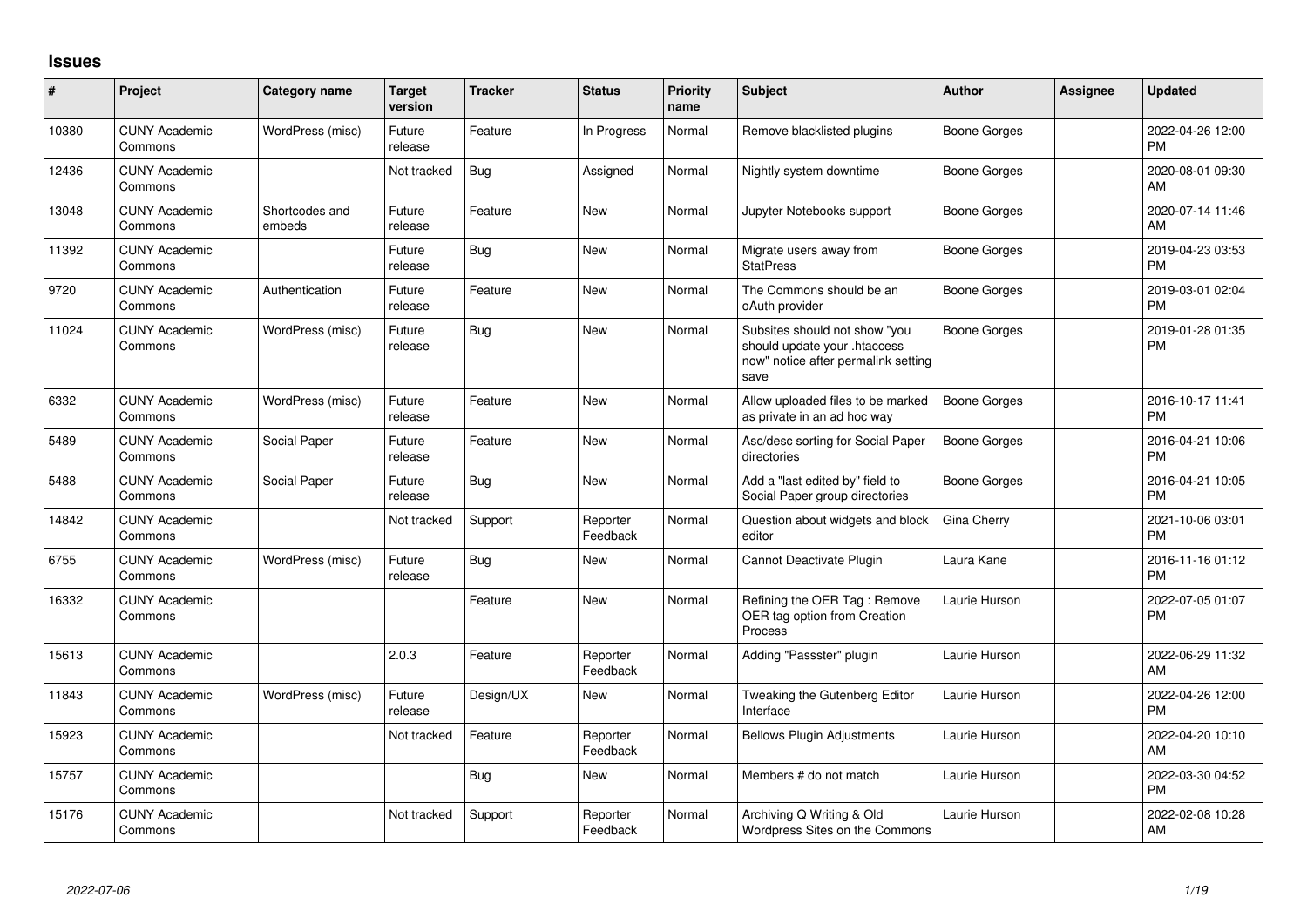# Issues

| # | Project | Category name | Target version | Tracker | Status | Priority name | Subject | Author | Assignee | Updated |
|---|---|---|---|---|---|---|---|---|---|---|
| 10380 | CUNY Academic Commons | WordPress (misc) | Future release | Feature | In Progress | Normal | Remove blacklisted plugins | Boone Gorges | | 2022-04-26 12:00 PM |
| 12436 | CUNY Academic Commons | | Not tracked | Bug | Assigned | Normal | Nightly system downtime | Boone Gorges | | 2020-08-01 09:30 AM |
| 13048 | CUNY Academic Commons | Shortcodes and embeds | Future release | Feature | New | Normal | Jupyter Notebooks support | Boone Gorges | | 2020-07-14 11:46 AM |
| 11392 | CUNY Academic Commons | | Future release | Bug | New | Normal | Migrate users away from StatPress | Boone Gorges | | 2019-04-23 03:53 PM |
| 9720 | CUNY Academic Commons | Authentication | Future release | Feature | New | Normal | The Commons should be an oAuth provider | Boone Gorges | | 2019-03-01 02:04 PM |
| 11024 | CUNY Academic Commons | WordPress (misc) | Future release | Bug | New | Normal | Subsites should not show "you should update your .htaccess now" notice after permalink setting save | Boone Gorges | | 2019-01-28 01:35 PM |
| 6332 | CUNY Academic Commons | WordPress (misc) | Future release | Feature | New | Normal | Allow uploaded files to be marked as private in an ad hoc way | Boone Gorges | | 2016-10-17 11:41 PM |
| 5489 | CUNY Academic Commons | Social Paper | Future release | Feature | New | Normal | Asc/desc sorting for Social Paper directories | Boone Gorges | | 2016-04-21 10:06 PM |
| 5488 | CUNY Academic Commons | Social Paper | Future release | Bug | New | Normal | Add a "last edited by" field to Social Paper group directories | Boone Gorges | | 2016-04-21 10:05 PM |
| 14842 | CUNY Academic Commons | | Not tracked | Support | Reporter Feedback | Normal | Question about widgets and block editor | Gina Cherry | | 2021-10-06 03:01 PM |
| 6755 | CUNY Academic Commons | WordPress (misc) | Future release | Bug | New | Normal | Cannot Deactivate Plugin | Laura Kane | | 2016-11-16 01:12 PM |
| 16332 | CUNY Academic Commons | | | Feature | New | Normal | Refining the OER Tag : Remove OER tag option from Creation Process | Laurie Hurson | | 2022-07-05 01:07 PM |
| 15613 | CUNY Academic Commons | | 2.0.3 | Feature | Reporter Feedback | Normal | Adding "Passster" plugin | Laurie Hurson | | 2022-06-29 11:32 AM |
| 11843 | CUNY Academic Commons | WordPress (misc) | Future release | Design/UX | New | Normal | Tweaking the Gutenberg Editor Interface | Laurie Hurson | | 2022-04-26 12:00 PM |
| 15923 | CUNY Academic Commons | | Not tracked | Feature | Reporter Feedback | Normal | Bellows Plugin Adjustments | Laurie Hurson | | 2022-04-20 10:10 AM |
| 15757 | CUNY Academic Commons | | | Bug | New | Normal | Members # do not match | Laurie Hurson | | 2022-03-30 04:52 PM |
| 15176 | CUNY Academic Commons | | Not tracked | Support | Reporter Feedback | Normal | Archiving Q Writing & Old Wordpress Sites on the Commons | Laurie Hurson | | 2022-02-08 10:28 AM |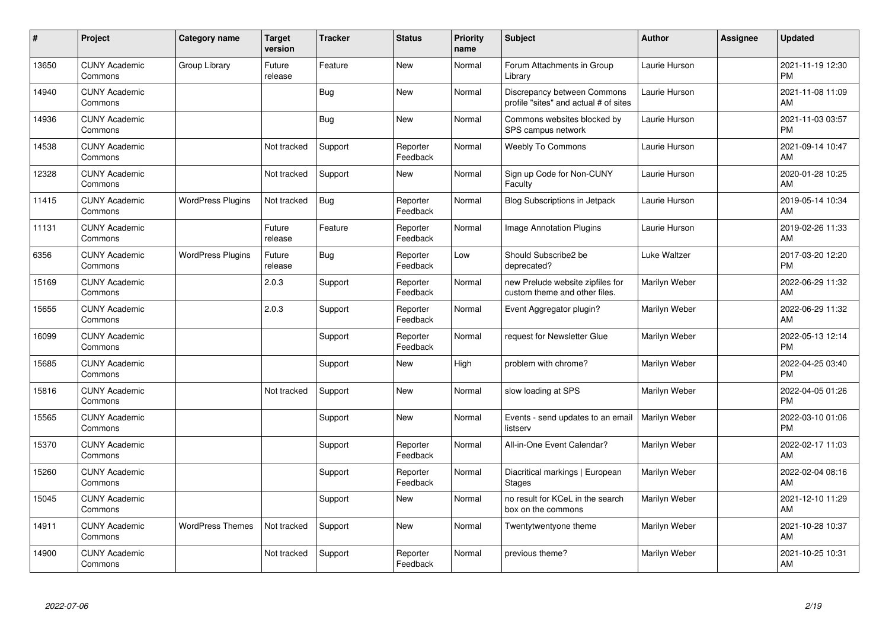| # | Project | Category name | Target version | Tracker | Status | Priority name | Subject | Author | Assignee | Updated |
|---|---|---|---|---|---|---|---|---|---|---|
| 13650 | CUNY Academic Commons | Group Library | Future release | Feature | New | Normal | Forum Attachments in Group Library | Laurie Hurson | | 2021-11-19 12:30 PM |
| 14940 | CUNY Academic Commons | | | Bug | New | Normal | Discrepancy between Commons profile "sites" and actual # of sites | Laurie Hurson | | 2021-11-08 11:09 AM |
| 14936 | CUNY Academic Commons | | | Bug | New | Normal | Commons websites blocked by SPS campus network | Laurie Hurson | | 2021-11-03 03:57 PM |
| 14538 | CUNY Academic Commons | | Not tracked | Support | Reporter Feedback | Normal | Weebly To Commons | Laurie Hurson | | 2021-09-14 10:47 AM |
| 12328 | CUNY Academic Commons | | Not tracked | Support | New | Normal | Sign up Code for Non-CUNY Faculty | Laurie Hurson | | 2020-01-28 10:25 AM |
| 11415 | CUNY Academic Commons | WordPress Plugins | Not tracked | Bug | Reporter Feedback | Normal | Blog Subscriptions in Jetpack | Laurie Hurson | | 2019-05-14 10:34 AM |
| 11131 | CUNY Academic Commons | | Future release | Feature | Reporter Feedback | Normal | Image Annotation Plugins | Laurie Hurson | | 2019-02-26 11:33 AM |
| 6356 | CUNY Academic Commons | WordPress Plugins | Future release | Bug | Reporter Feedback | Low | Should Subscribe2 be deprecated? | Luke Waltzer | | 2017-03-20 12:20 PM |
| 15169 | CUNY Academic Commons | | 2.0.3 | Support | Reporter Feedback | Normal | new Prelude website zipfiles for custom theme and other files. | Marilyn Weber | | 2022-06-29 11:32 AM |
| 15655 | CUNY Academic Commons | | 2.0.3 | Support | Reporter Feedback | Normal | Event Aggregator plugin? | Marilyn Weber | | 2022-06-29 11:32 AM |
| 16099 | CUNY Academic Commons | | | Support | Reporter Feedback | Normal | request for Newsletter Glue | Marilyn Weber | | 2022-05-13 12:14 PM |
| 15685 | CUNY Academic Commons | | | Support | New | High | problem with chrome? | Marilyn Weber | | 2022-04-25 03:40 PM |
| 15816 | CUNY Academic Commons | | Not tracked | Support | New | Normal | slow loading at SPS | Marilyn Weber | | 2022-04-05 01:26 PM |
| 15565 | CUNY Academic Commons | | | Support | New | Normal | Events - send updates to an email listserv | Marilyn Weber | | 2022-03-10 01:06 PM |
| 15370 | CUNY Academic Commons | | | Support | Reporter Feedback | Normal | All-in-One Event Calendar? | Marilyn Weber | | 2022-02-17 11:03 AM |
| 15260 | CUNY Academic Commons | | | Support | Reporter Feedback | Normal | Diacritical markings \| European Stages | Marilyn Weber | | 2022-02-04 08:16 AM |
| 15045 | CUNY Academic Commons | | | Support | New | Normal | no result for KCeL in the search box on the commons | Marilyn Weber | | 2021-12-10 11:29 AM |
| 14911 | CUNY Academic Commons | WordPress Themes | Not tracked | Support | New | Normal | Twentytwentyone theme | Marilyn Weber | | 2021-10-28 10:37 AM |
| 14900 | CUNY Academic Commons | | Not tracked | Support | Reporter Feedback | Normal | previous theme? | Marilyn Weber | | 2021-10-25 10:31 AM |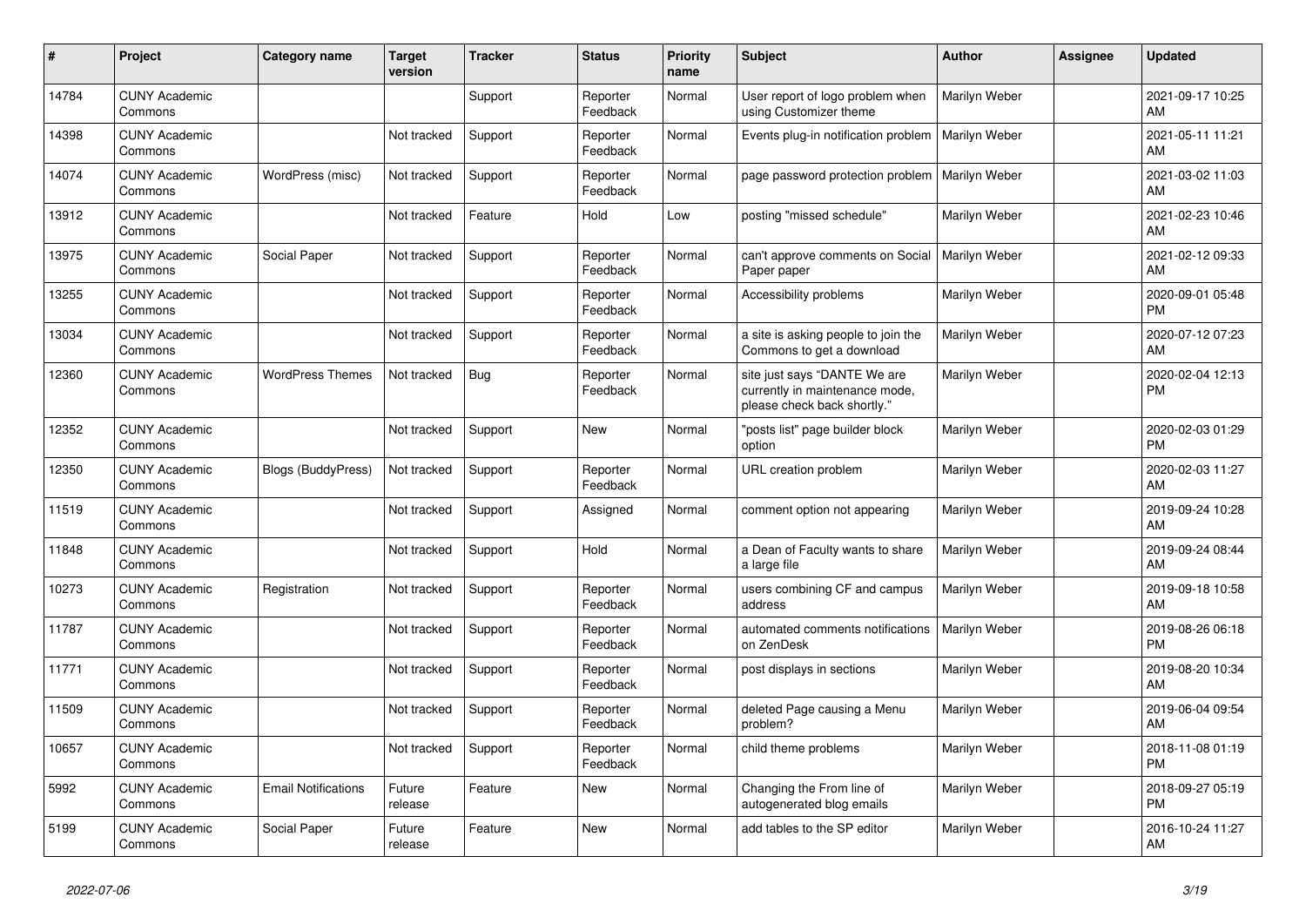| # | Project | Category name | Target version | Tracker | Status | Priority name | Subject | Author | Assignee | Updated |
|---|---|---|---|---|---|---|---|---|---|---|
| 14784 | CUNY Academic Commons | | | Support | Reporter Feedback | Normal | User report of logo problem when using Customizer theme | Marilyn Weber | | 2021-09-17 10:25 AM |
| 14398 | CUNY Academic Commons | | Not tracked | Support | Reporter Feedback | Normal | Events plug-in notification problem | Marilyn Weber | | 2021-05-11 11:21 AM |
| 14074 | CUNY Academic Commons | WordPress (misc) | Not tracked | Support | Reporter Feedback | Normal | page password protection problem | Marilyn Weber | | 2021-03-02 11:03 AM |
| 13912 | CUNY Academic Commons | | Not tracked | Feature | Hold | Low | posting "missed schedule" | Marilyn Weber | | 2021-02-23 10:46 AM |
| 13975 | CUNY Academic Commons | Social Paper | Not tracked | Support | Reporter Feedback | Normal | can't approve comments on Social Paper paper | Marilyn Weber | | 2021-02-12 09:33 AM |
| 13255 | CUNY Academic Commons | | Not tracked | Support | Reporter Feedback | Normal | Accessibility problems | Marilyn Weber | | 2020-09-01 05:48 PM |
| 13034 | CUNY Academic Commons | | Not tracked | Support | Reporter Feedback | Normal | a site is asking people to join the Commons to get a download | Marilyn Weber | | 2020-07-12 07:23 AM |
| 12360 | CUNY Academic Commons | WordPress Themes | Not tracked | Bug | Reporter Feedback | Normal | site just says "DANTE We are currently in maintenance mode, please check back shortly." | Marilyn Weber | | 2020-02-04 12:13 PM |
| 12352 | CUNY Academic Commons | | Not tracked | Support | New | Normal | "posts list" page builder block option | Marilyn Weber | | 2020-02-03 01:29 PM |
| 12350 | CUNY Academic Commons | Blogs (BuddyPress) | Not tracked | Support | Reporter Feedback | Normal | URL creation problem | Marilyn Weber | | 2020-02-03 11:27 AM |
| 11519 | CUNY Academic Commons | | Not tracked | Support | Assigned | Normal | comment option not appearing | Marilyn Weber | | 2019-09-24 10:28 AM |
| 11848 | CUNY Academic Commons | | Not tracked | Support | Hold | Normal | a Dean of Faculty wants to share a large file | Marilyn Weber | | 2019-09-24 08:44 AM |
| 10273 | CUNY Academic Commons | Registration | Not tracked | Support | Reporter Feedback | Normal | users combining CF and campus address | Marilyn Weber | | 2019-09-18 10:58 AM |
| 11787 | CUNY Academic Commons | | Not tracked | Support | Reporter Feedback | Normal | automated comments notifications on ZenDesk | Marilyn Weber | | 2019-08-26 06:18 PM |
| 11771 | CUNY Academic Commons | | Not tracked | Support | Reporter Feedback | Normal | post displays in sections | Marilyn Weber | | 2019-08-20 10:34 AM |
| 11509 | CUNY Academic Commons | | Not tracked | Support | Reporter Feedback | Normal | deleted Page causing a Menu problem? | Marilyn Weber | | 2019-06-04 09:54 AM |
| 10657 | CUNY Academic Commons | | Not tracked | Support | Reporter Feedback | Normal | child theme problems | Marilyn Weber | | 2018-11-08 01:19 PM |
| 5992 | CUNY Academic Commons | Email Notifications | Future release | Feature | New | Normal | Changing the From line of autogenerated blog emails | Marilyn Weber | | 2018-09-27 05:19 PM |
| 5199 | CUNY Academic Commons | Social Paper | Future release | Feature | New | Normal | add tables to the SP editor | Marilyn Weber | | 2016-10-24 11:27 AM |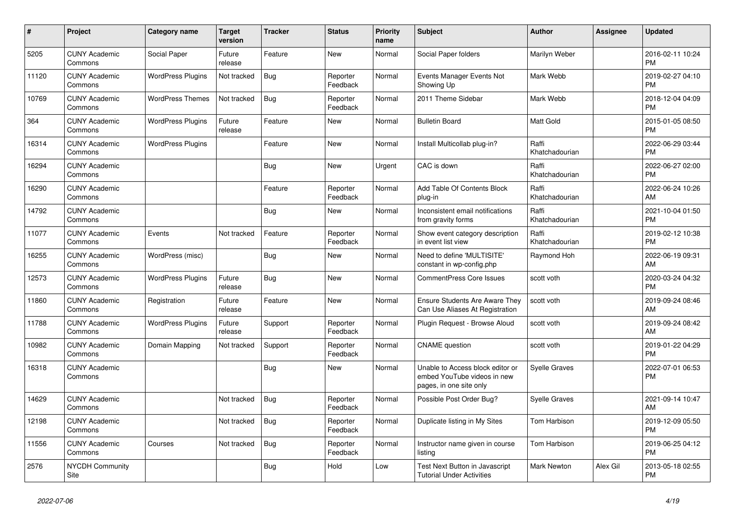| # | Project | Category name | Target version | Tracker | Status | Priority name | Subject | Author | Assignee | Updated |
|---|---|---|---|---|---|---|---|---|---|---|
| 5205 | CUNY Academic Commons | Social Paper | Future release | Feature | New | Normal | Social Paper folders | Marilyn Weber | | 2016-02-11 10:24 PM |
| 11120 | CUNY Academic Commons | WordPress Plugins | Not tracked | Bug | Reporter Feedback | Normal | Events Manager Events Not Showing Up | Mark Webb | | 2019-02-27 04:10 PM |
| 10769 | CUNY Academic Commons | WordPress Themes | Not tracked | Bug | Reporter Feedback | Normal | 2011 Theme Sidebar | Mark Webb | | 2018-12-04 04:09 PM |
| 364 | CUNY Academic Commons | WordPress Plugins | Future release | Feature | New | Normal | Bulletin Board | Matt Gold | | 2015-01-05 08:50 PM |
| 16314 | CUNY Academic Commons | WordPress Plugins | | Feature | New | Normal | Install Multicollab plug-in? | Raffi Khatchadourian | | 2022-06-29 03:44 PM |
| 16294 | CUNY Academic Commons | | | Bug | New | Urgent | CAC is down | Raffi Khatchadourian | | 2022-06-27 02:00 PM |
| 16290 | CUNY Academic Commons | | | Feature | Reporter Feedback | Normal | Add Table Of Contents Block plug-in | Raffi Khatchadourian | | 2022-06-24 10:26 AM |
| 14792 | CUNY Academic Commons | | | Bug | New | Normal | Inconsistent email notifications from gravity forms | Raffi Khatchadourian | | 2021-10-04 01:50 PM |
| 11077 | CUNY Academic Commons | Events | Not tracked | Feature | Reporter Feedback | Normal | Show event category description in event list view | Raffi Khatchadourian | | 2019-02-12 10:38 PM |
| 16255 | CUNY Academic Commons | WordPress (misc) | | Bug | New | Normal | Need to define 'MULTISITE' constant in wp-config.php | Raymond Hoh | | 2022-06-19 09:31 AM |
| 12573 | CUNY Academic Commons | WordPress Plugins | Future release | Bug | New | Normal | CommentPress Core Issues | scott voth | | 2020-03-24 04:32 PM |
| 11860 | CUNY Academic Commons | Registration | Future release | Feature | New | Normal | Ensure Students Are Aware They Can Use Aliases At Registration | scott voth | | 2019-09-24 08:46 AM |
| 11788 | CUNY Academic Commons | WordPress Plugins | Future release | Support | Reporter Feedback | Normal | Plugin Request - Browse Aloud | scott voth | | 2019-09-24 08:42 AM |
| 10982 | CUNY Academic Commons | Domain Mapping | Not tracked | Support | Reporter Feedback | Normal | CNAME question | scott voth | | 2019-01-22 04:29 PM |
| 16318 | CUNY Academic Commons | | | Bug | New | Normal | Unable to Access block editor or embed YouTube videos in new pages, in one site only | Syelle Graves | | 2022-07-01 06:53 PM |
| 14629 | CUNY Academic Commons | | Not tracked | Bug | Reporter Feedback | Normal | Possible Post Order Bug? | Syelle Graves | | 2021-09-14 10:47 AM |
| 12198 | CUNY Academic Commons | | Not tracked | Bug | Reporter Feedback | Normal | Duplicate listing in My Sites | Tom Harbison | | 2019-12-09 05:50 PM |
| 11556 | CUNY Academic Commons | Courses | Not tracked | Bug | Reporter Feedback | Normal | Instructor name given in course listing | Tom Harbison | | 2019-06-25 04:12 PM |
| 2576 | NYCDH Community Site | | | Bug | Hold | Low | Test Next Button in Javascript Tutorial Under Activities | Mark Newton | Alex Gil | 2013-05-18 02:55 PM |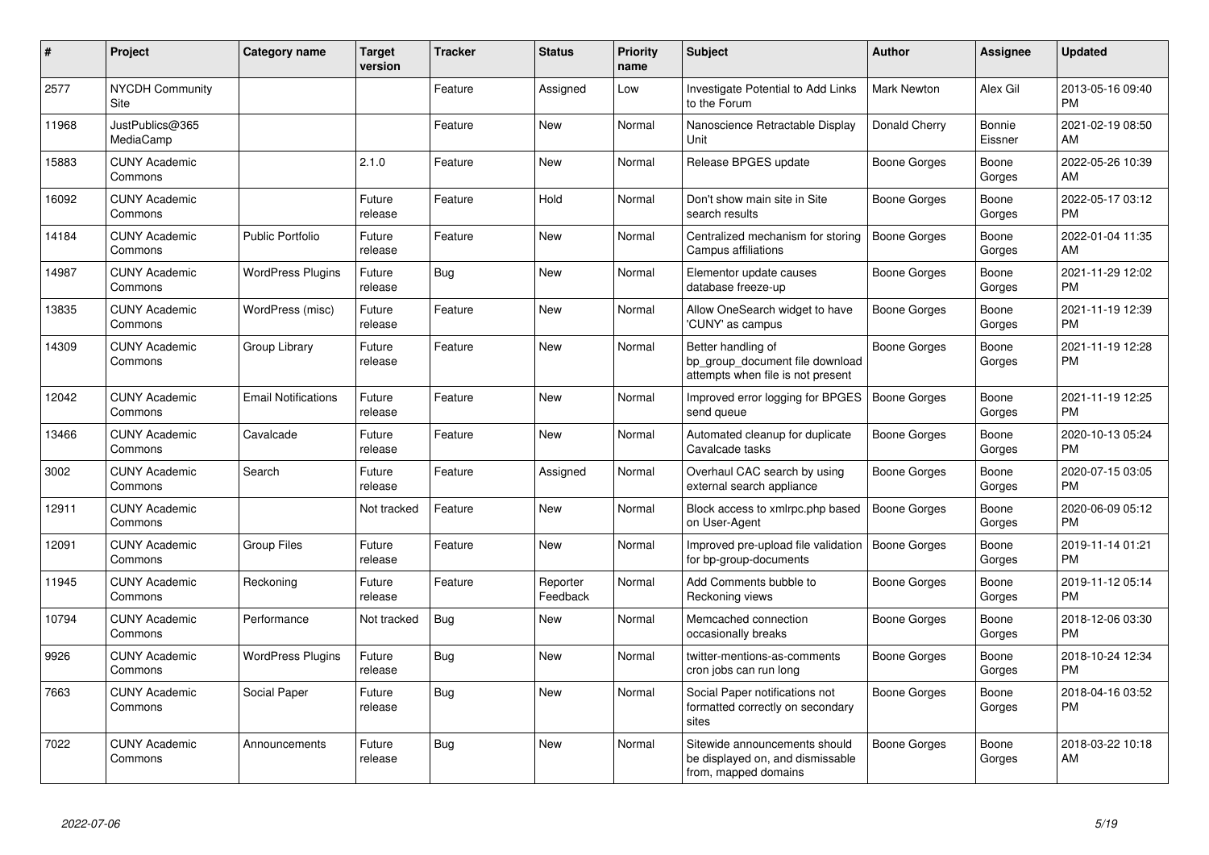| # | Project | Category name | Target version | Tracker | Status | Priority name | Subject | Author | Assignee | Updated |
|---|---|---|---|---|---|---|---|---|---|---|
| 2577 | NYCDH Community Site | | | Feature | Assigned | Low | Investigate Potential to Add Links to the Forum | Mark Newton | Alex Gil | 2013-05-16 09:40 PM |
| 11968 | JustPublics@365 MediaCamp | | | Feature | New | Normal | Nanoscience Retractable Display Unit | Donald Cherry | Bonnie Eissner | 2021-02-19 08:50 AM |
| 15883 | CUNY Academic Commons | | 2.1.0 | Feature | New | Normal | Release BPGES update | Boone Gorges | Boone Gorges | 2022-05-26 10:39 AM |
| 16092 | CUNY Academic Commons | | Future release | Feature | Hold | Normal | Don't show main site in Site search results | Boone Gorges | Boone Gorges | 2022-05-17 03:12 PM |
| 14184 | CUNY Academic Commons | Public Portfolio | Future release | Feature | New | Normal | Centralized mechanism for storing Campus affiliations | Boone Gorges | Boone Gorges | 2022-01-04 11:35 AM |
| 14987 | CUNY Academic Commons | WordPress Plugins | Future release | Bug | New | Normal | Elementor update causes database freeze-up | Boone Gorges | Boone Gorges | 2021-11-29 12:02 PM |
| 13835 | CUNY Academic Commons | WordPress (misc) | Future release | Feature | New | Normal | Allow OneSearch widget to have 'CUNY' as campus | Boone Gorges | Boone Gorges | 2021-11-19 12:39 PM |
| 14309 | CUNY Academic Commons | Group Library | Future release | Feature | New | Normal | Better handling of bp_group_document file download attempts when file is not present | Boone Gorges | Boone Gorges | 2021-11-19 12:28 PM |
| 12042 | CUNY Academic Commons | Email Notifications | Future release | Feature | New | Normal | Improved error logging for BPGES send queue | Boone Gorges | Boone Gorges | 2021-11-19 12:25 PM |
| 13466 | CUNY Academic Commons | Cavalcade | Future release | Feature | New | Normal | Automated cleanup for duplicate Cavalcade tasks | Boone Gorges | Boone Gorges | 2020-10-13 05:24 PM |
| 3002 | CUNY Academic Commons | Search | Future release | Feature | Assigned | Normal | Overhaul CAC search by using external search appliance | Boone Gorges | Boone Gorges | 2020-07-15 03:05 PM |
| 12911 | CUNY Academic Commons | | Not tracked | Feature | New | Normal | Block access to xmlrpc.php based on User-Agent | Boone Gorges | Boone Gorges | 2020-06-09 05:12 PM |
| 12091 | CUNY Academic Commons | Group Files | Future release | Feature | New | Normal | Improved pre-upload file validation for bp-group-documents | Boone Gorges | Boone Gorges | 2019-11-14 01:21 PM |
| 11945 | CUNY Academic Commons | Reckoning | Future release | Feature | Reporter Feedback | Normal | Add Comments bubble to Reckoning views | Boone Gorges | Boone Gorges | 2019-11-12 05:14 PM |
| 10794 | CUNY Academic Commons | Performance | Not tracked | Bug | New | Normal | Memcached connection occasionally breaks | Boone Gorges | Boone Gorges | 2018-12-06 03:30 PM |
| 9926 | CUNY Academic Commons | WordPress Plugins | Future release | Bug | New | Normal | twitter-mentions-as-comments cron jobs can run long | Boone Gorges | Boone Gorges | 2018-10-24 12:34 PM |
| 7663 | CUNY Academic Commons | Social Paper | Future release | Bug | New | Normal | Social Paper notifications not formatted correctly on secondary sites | Boone Gorges | Boone Gorges | 2018-04-16 03:52 PM |
| 7022 | CUNY Academic Commons | Announcements | Future release | Bug | New | Normal | Sitewide announcements should be displayed on, and dismissable from, mapped domains | Boone Gorges | Boone Gorges | 2018-03-22 10:18 AM |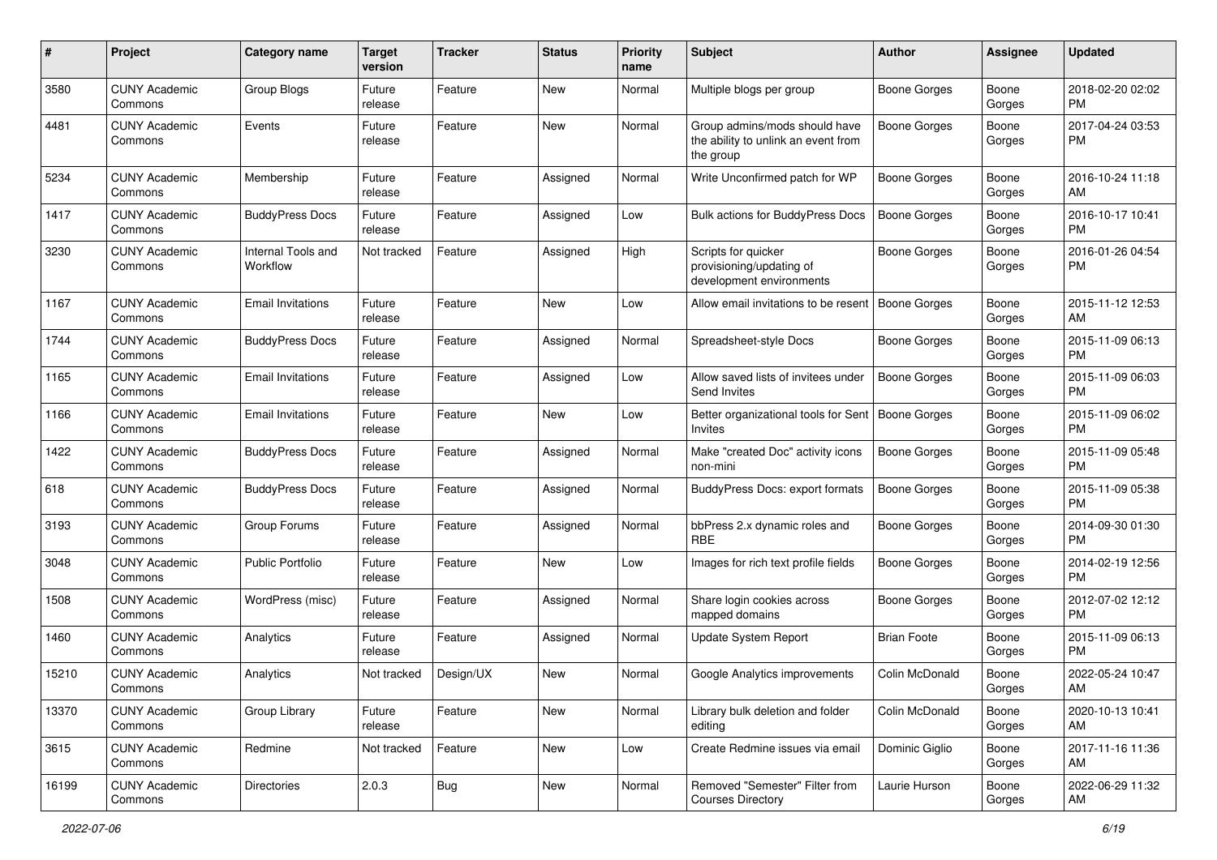| # | Project | Category name | Target version | Tracker | Status | Priority name | Subject | Author | Assignee | Updated |
|---|---|---|---|---|---|---|---|---|---|---|
| 3580 | CUNY Academic Commons | Group Blogs | Future release | Feature | New | Normal | Multiple blogs per group | Boone Gorges | Boone Gorges | 2018-02-20 02:02 PM |
| 4481 | CUNY Academic Commons | Events | Future release | Feature | New | Normal | Group admins/mods should have the ability to unlink an event from the group | Boone Gorges | Boone Gorges | 2017-04-24 03:53 PM |
| 5234 | CUNY Academic Commons | Membership | Future release | Feature | Assigned | Normal | Write Unconfirmed patch for WP | Boone Gorges | Boone Gorges | 2016-10-24 11:18 AM |
| 1417 | CUNY Academic Commons | BuddyPress Docs | Future release | Feature | Assigned | Low | Bulk actions for BuddyPress Docs | Boone Gorges | Boone Gorges | 2016-10-17 10:41 PM |
| 3230 | CUNY Academic Commons | Internal Tools and Workflow | Not tracked | Feature | Assigned | High | Scripts for quicker provisioning/updating of development environments | Boone Gorges | Boone Gorges | 2016-01-26 04:54 PM |
| 1167 | CUNY Academic Commons | Email Invitations | Future release | Feature | New | Low | Allow email invitations to be resent | Boone Gorges | Boone Gorges | 2015-11-12 12:53 AM |
| 1744 | CUNY Academic Commons | BuddyPress Docs | Future release | Feature | Assigned | Normal | Spreadsheet-style Docs | Boone Gorges | Boone Gorges | 2015-11-09 06:13 PM |
| 1165 | CUNY Academic Commons | Email Invitations | Future release | Feature | Assigned | Low | Allow saved lists of invitees under Send Invites | Boone Gorges | Boone Gorges | 2015-11-09 06:03 PM |
| 1166 | CUNY Academic Commons | Email Invitations | Future release | Feature | New | Low | Better organizational tools for Sent Invites | Boone Gorges | Boone Gorges | 2015-11-09 06:02 PM |
| 1422 | CUNY Academic Commons | BuddyPress Docs | Future release | Feature | Assigned | Normal | Make "created Doc" activity icons non-mini | Boone Gorges | Boone Gorges | 2015-11-09 05:48 PM |
| 618 | CUNY Academic Commons | BuddyPress Docs | Future release | Feature | Assigned | Normal | BuddyPress Docs: export formats | Boone Gorges | Boone Gorges | 2015-11-09 05:38 PM |
| 3193 | CUNY Academic Commons | Group Forums | Future release | Feature | Assigned | Normal | bbPress 2.x dynamic roles and RBE | Boone Gorges | Boone Gorges | 2014-09-30 01:30 PM |
| 3048 | CUNY Academic Commons | Public Portfolio | Future release | Feature | New | Low | Images for rich text profile fields | Boone Gorges | Boone Gorges | 2014-02-19 12:56 PM |
| 1508 | CUNY Academic Commons | WordPress (misc) | Future release | Feature | Assigned | Normal | Share login cookies across mapped domains | Boone Gorges | Boone Gorges | 2012-07-02 12:12 PM |
| 1460 | CUNY Academic Commons | Analytics | Future release | Feature | Assigned | Normal | Update System Report | Brian Foote | Boone Gorges | 2015-11-09 06:13 PM |
| 15210 | CUNY Academic Commons | Analytics | Not tracked | Design/UX | New | Normal | Google Analytics improvements | Colin McDonald | Boone Gorges | 2022-05-24 10:47 AM |
| 13370 | CUNY Academic Commons | Group Library | Future release | Feature | New | Normal | Library bulk deletion and folder editing | Colin McDonald | Boone Gorges | 2020-10-13 10:41 AM |
| 3615 | CUNY Academic Commons | Redmine | Not tracked | Feature | New | Low | Create Redmine issues via email | Dominic Giglio | Boone Gorges | 2017-11-16 11:36 AM |
| 16199 | CUNY Academic Commons | Directories | 2.0.3 | Bug | New | Normal | Removed "Semester" Filter from Courses Directory | Laurie Hurson | Boone Gorges | 2022-06-29 11:32 AM |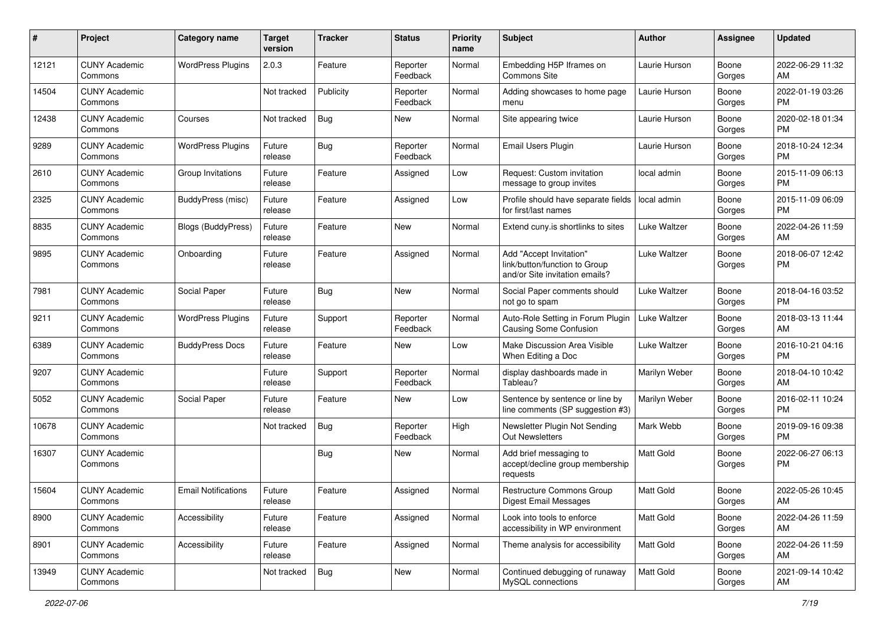| # | Project | Category name | Target version | Tracker | Status | Priority name | Subject | Author | Assignee | Updated |
|---|---|---|---|---|---|---|---|---|---|---|
| 12121 | CUNY Academic Commons | WordPress Plugins | 2.0.3 | Feature | Reporter Feedback | Normal | Embedding H5P Iframes on Commons Site | Laurie Hurson | Boone Gorges | 2022-06-29 11:32 AM |
| 14504 | CUNY Academic Commons | | Not tracked | Publicity | Reporter Feedback | Normal | Adding showcases to home page menu | Laurie Hurson | Boone Gorges | 2022-01-19 03:26 PM |
| 12438 | CUNY Academic Commons | Courses | Not tracked | Bug | New | Normal | Site appearing twice | Laurie Hurson | Boone Gorges | 2020-02-18 01:34 PM |
| 9289 | CUNY Academic Commons | WordPress Plugins | Future release | Bug | Reporter Feedback | Normal | Email Users Plugin | Laurie Hurson | Boone Gorges | 2018-10-24 12:34 PM |
| 2610 | CUNY Academic Commons | Group Invitations | Future release | Feature | Assigned | Low | Request: Custom invitation message to group invites | local admin | Boone Gorges | 2015-11-09 06:13 PM |
| 2325 | CUNY Academic Commons | BuddyPress (misc) | Future release | Feature | Assigned | Low | Profile should have separate fields for first/last names | local admin | Boone Gorges | 2015-11-09 06:09 PM |
| 8835 | CUNY Academic Commons | Blogs (BuddyPress) | Future release | Feature | New | Normal | Extend cuny.is shortlinks to sites | Luke Waltzer | Boone Gorges | 2022-04-26 11:59 AM |
| 9895 | CUNY Academic Commons | Onboarding | Future release | Feature | Assigned | Normal | Add "Accept Invitation" link/button/function to Group and/or Site invitation emails? | Luke Waltzer | Boone Gorges | 2018-06-07 12:42 PM |
| 7981 | CUNY Academic Commons | Social Paper | Future release | Bug | New | Normal | Social Paper comments should not go to spam | Luke Waltzer | Boone Gorges | 2018-04-16 03:52 PM |
| 9211 | CUNY Academic Commons | WordPress Plugins | Future release | Support | Reporter Feedback | Normal | Auto-Role Setting in Forum Plugin Causing Some Confusion | Luke Waltzer | Boone Gorges | 2018-03-13 11:44 AM |
| 6389 | CUNY Academic Commons | BuddyPress Docs | Future release | Feature | New | Low | Make Discussion Area Visible When Editing a Doc | Luke Waltzer | Boone Gorges | 2016-10-21 04:16 PM |
| 9207 | CUNY Academic Commons | | Future release | Support | Reporter Feedback | Normal | display dashboards made in Tableau? | Marilyn Weber | Boone Gorges | 2018-04-10 10:42 AM |
| 5052 | CUNY Academic Commons | Social Paper | Future release | Feature | New | Low | Sentence by sentence or line by line comments (SP suggestion #3) | Marilyn Weber | Boone Gorges | 2016-02-11 10:24 PM |
| 10678 | CUNY Academic Commons | | Not tracked | Bug | Reporter Feedback | High | Newsletter Plugin Not Sending Out Newsletters | Mark Webb | Boone Gorges | 2019-09-16 09:38 PM |
| 16307 | CUNY Academic Commons | | | Bug | New | Normal | Add brief messaging to accept/decline group membership requests | Matt Gold | Boone Gorges | 2022-06-27 06:13 PM |
| 15604 | CUNY Academic Commons | Email Notifications | Future release | Feature | Assigned | Normal | Restructure Commons Group Digest Email Messages | Matt Gold | Boone Gorges | 2022-05-26 10:45 AM |
| 8900 | CUNY Academic Commons | Accessibility | Future release | Feature | Assigned | Normal | Look into tools to enforce accessibility in WP environment | Matt Gold | Boone Gorges | 2022-04-26 11:59 AM |
| 8901 | CUNY Academic Commons | Accessibility | Future release | Feature | Assigned | Normal | Theme analysis for accessibility | Matt Gold | Boone Gorges | 2022-04-26 11:59 AM |
| 13949 | CUNY Academic Commons | | Not tracked | Bug | New | Normal | Continued debugging of runaway MySQL connections | Matt Gold | Boone Gorges | 2021-09-14 10:42 AM |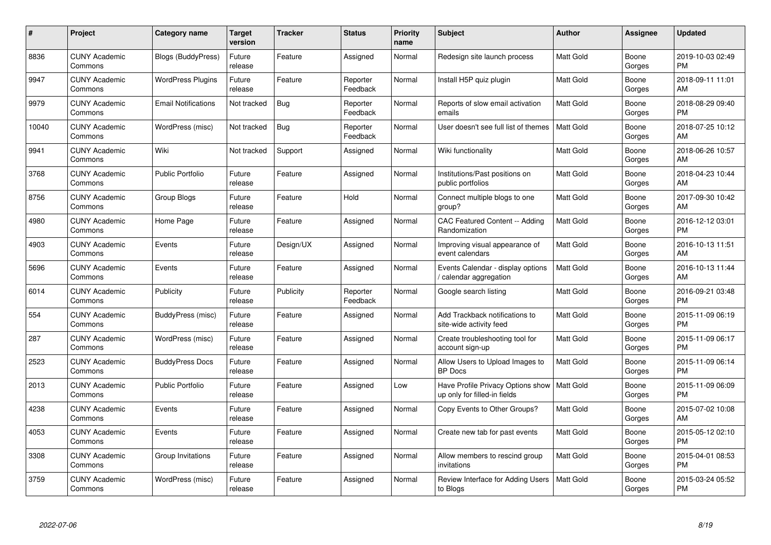| # | Project | Category name | Target version | Tracker | Status | Priority name | Subject | Author | Assignee | Updated |
|---|---|---|---|---|---|---|---|---|---|---|
| 8836 | CUNY Academic Commons | Blogs (BuddyPress) | Future release | Feature | Assigned | Normal | Redesign site launch process | Matt Gold | Boone Gorges | 2019-10-03 02:49 PM |
| 9947 | CUNY Academic Commons | WordPress Plugins | Future release | Feature | Reporter Feedback | Normal | Install H5P quiz plugin | Matt Gold | Boone Gorges | 2018-09-11 11:01 AM |
| 9979 | CUNY Academic Commons | Email Notifications | Not tracked | Bug | Reporter Feedback | Normal | Reports of slow email activation emails | Matt Gold | Boone Gorges | 2018-08-29 09:40 PM |
| 10040 | CUNY Academic Commons | WordPress (misc) | Not tracked | Bug | Reporter Feedback | Normal | User doesn't see full list of themes | Matt Gold | Boone Gorges | 2018-07-25 10:12 AM |
| 9941 | CUNY Academic Commons | Wiki | Not tracked | Support | Assigned | Normal | Wiki functionality | Matt Gold | Boone Gorges | 2018-06-26 10:57 AM |
| 3768 | CUNY Academic Commons | Public Portfolio | Future release | Feature | Assigned | Normal | Institutions/Past positions on public portfolios | Matt Gold | Boone Gorges | 2018-04-23 10:44 AM |
| 8756 | CUNY Academic Commons | Group Blogs | Future release | Feature | Hold | Normal | Connect multiple blogs to one group? | Matt Gold | Boone Gorges | 2017-09-30 10:42 AM |
| 4980 | CUNY Academic Commons | Home Page | Future release | Feature | Assigned | Normal | CAC Featured Content -- Adding Randomization | Matt Gold | Boone Gorges | 2016-12-12 03:01 PM |
| 4903 | CUNY Academic Commons | Events | Future release | Design/UX | Assigned | Normal | Improving visual appearance of event calendars | Matt Gold | Boone Gorges | 2016-10-13 11:51 AM |
| 5696 | CUNY Academic Commons | Events | Future release | Feature | Assigned | Normal | Events Calendar - display options / calendar aggregation | Matt Gold | Boone Gorges | 2016-10-13 11:44 AM |
| 6014 | CUNY Academic Commons | Publicity | Future release | Publicity | Reporter Feedback | Normal | Google search listing | Matt Gold | Boone Gorges | 2016-09-21 03:48 PM |
| 554 | CUNY Academic Commons | BuddyPress (misc) | Future release | Feature | Assigned | Normal | Add Trackback notifications to site-wide activity feed | Matt Gold | Boone Gorges | 2015-11-09 06:19 PM |
| 287 | CUNY Academic Commons | WordPress (misc) | Future release | Feature | Assigned | Normal | Create troubleshooting tool for account sign-up | Matt Gold | Boone Gorges | 2015-11-09 06:17 PM |
| 2523 | CUNY Academic Commons | BuddyPress Docs | Future release | Feature | Assigned | Normal | Allow Users to Upload Images to BP Docs | Matt Gold | Boone Gorges | 2015-11-09 06:14 PM |
| 2013 | CUNY Academic Commons | Public Portfolio | Future release | Feature | Assigned | Low | Have Profile Privacy Options show up only for filled-in fields | Matt Gold | Boone Gorges | 2015-11-09 06:09 PM |
| 4238 | CUNY Academic Commons | Events | Future release | Feature | Assigned | Normal | Copy Events to Other Groups? | Matt Gold | Boone Gorges | 2015-07-02 10:08 AM |
| 4053 | CUNY Academic Commons | Events | Future release | Feature | Assigned | Normal | Create new tab for past events | Matt Gold | Boone Gorges | 2015-05-12 02:10 PM |
| 3308 | CUNY Academic Commons | Group Invitations | Future release | Feature | Assigned | Normal | Allow members to rescind group invitations | Matt Gold | Boone Gorges | 2015-04-01 08:53 PM |
| 3759 | CUNY Academic Commons | WordPress (misc) | Future release | Feature | Assigned | Normal | Review Interface for Adding Users to Blogs | Matt Gold | Boone Gorges | 2015-03-24 05:52 PM |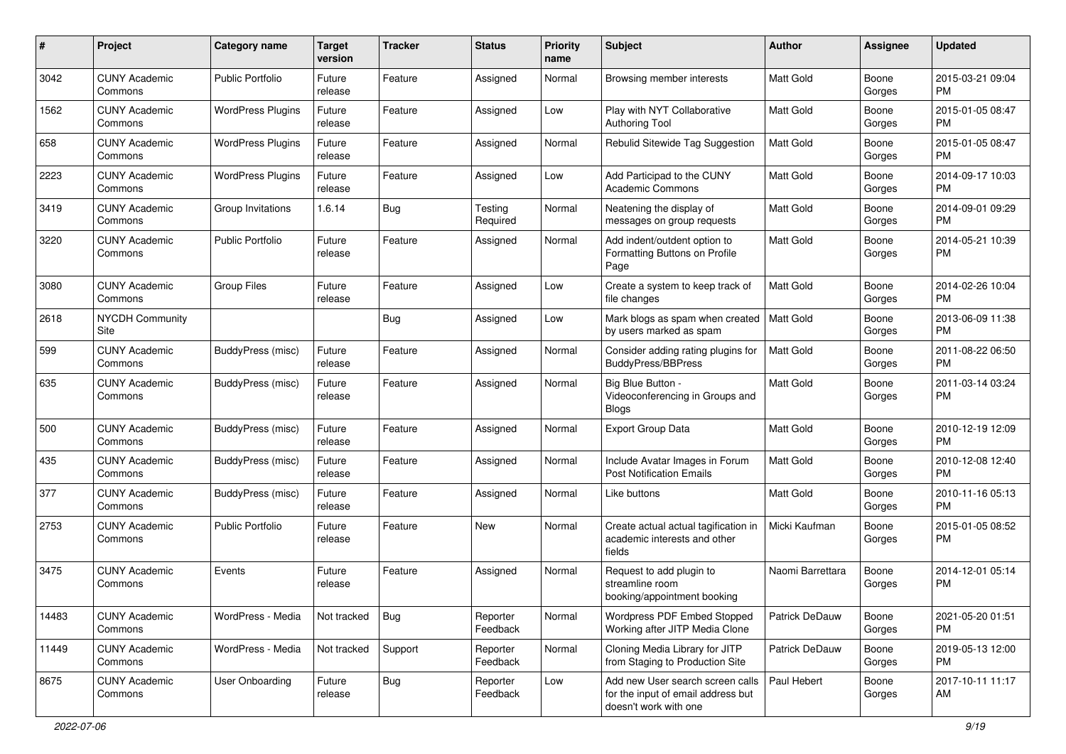| # | Project | Category name | Target version | Tracker | Status | Priority name | Subject | Author | Assignee | Updated |
|---|---|---|---|---|---|---|---|---|---|---|
| 3042 | CUNY Academic Commons | Public Portfolio | Future release | Feature | Assigned | Normal | Browsing member interests | Matt Gold | Boone Gorges | 2015-03-21 09:04 PM |
| 1562 | CUNY Academic Commons | WordPress Plugins | Future release | Feature | Assigned | Low | Play with NYT Collaborative Authoring Tool | Matt Gold | Boone Gorges | 2015-01-05 08:47 PM |
| 658 | CUNY Academic Commons | WordPress Plugins | Future release | Feature | Assigned | Normal | Rebulid Sitewide Tag Suggestion | Matt Gold | Boone Gorges | 2015-01-05 08:47 PM |
| 2223 | CUNY Academic Commons | WordPress Plugins | Future release | Feature | Assigned | Low | Add Participad to the CUNY Academic Commons | Matt Gold | Boone Gorges | 2014-09-17 10:03 PM |
| 3419 | CUNY Academic Commons | Group Invitations | 1.6.14 | Bug | Testing Required | Normal | Neatening the display of messages on group requests | Matt Gold | Boone Gorges | 2014-09-01 09:29 PM |
| 3220 | CUNY Academic Commons | Public Portfolio | Future release | Feature | Assigned | Normal | Add indent/outdent option to Formatting Buttons on Profile Page | Matt Gold | Boone Gorges | 2014-05-21 10:39 PM |
| 3080 | CUNY Academic Commons | Group Files | Future release | Feature | Assigned | Low | Create a system to keep track of file changes | Matt Gold | Boone Gorges | 2014-02-26 10:04 PM |
| 2618 | NYCDH Community Site | | | Bug | Assigned | Low | Mark blogs as spam when created by users marked as spam | Matt Gold | Boone Gorges | 2013-06-09 11:38 PM |
| 599 | CUNY Academic Commons | BuddyPress (misc) | Future release | Feature | Assigned | Normal | Consider adding rating plugins for BuddyPress/BBPress | Matt Gold | Boone Gorges | 2011-08-22 06:50 PM |
| 635 | CUNY Academic Commons | BuddyPress (misc) | Future release | Feature | Assigned | Normal | Big Blue Button - Videoconferencing in Groups and Blogs | Matt Gold | Boone Gorges | 2011-03-14 03:24 PM |
| 500 | CUNY Academic Commons | BuddyPress (misc) | Future release | Feature | Assigned | Normal | Export Group Data | Matt Gold | Boone Gorges | 2010-12-19 12:09 PM |
| 435 | CUNY Academic Commons | BuddyPress (misc) | Future release | Feature | Assigned | Normal | Include Avatar Images in Forum Post Notification Emails | Matt Gold | Boone Gorges | 2010-12-08 12:40 PM |
| 377 | CUNY Academic Commons | BuddyPress (misc) | Future release | Feature | Assigned | Normal | Like buttons | Matt Gold | Boone Gorges | 2010-11-16 05:13 PM |
| 2753 | CUNY Academic Commons | Public Portfolio | Future release | Feature | New | Normal | Create actual actual tagification in academic interests and other fields | Micki Kaufman | Boone Gorges | 2015-01-05 08:52 PM |
| 3475 | CUNY Academic Commons | Events | Future release | Feature | Assigned | Normal | Request to add plugin to streamline room booking/appointment booking | Naomi Barrettara | Boone Gorges | 2014-12-01 05:14 PM |
| 14483 | CUNY Academic Commons | WordPress - Media | Not tracked | Bug | Reporter Feedback | Normal | Wordpress PDF Embed Stopped Working after JITP Media Clone | Patrick DeDauw | Boone Gorges | 2021-05-20 01:51 PM |
| 11449 | CUNY Academic Commons | WordPress - Media | Not tracked | Support | Reporter Feedback | Normal | Cloning Media Library for JITP from Staging to Production Site | Patrick DeDauw | Boone Gorges | 2019-05-13 12:00 PM |
| 8675 | CUNY Academic Commons | User Onboarding | Future release | Bug | Reporter Feedback | Low | Add new User search screen calls for the input of email address but doesn't work with one | Paul Hebert | Boone Gorges | 2017-10-11 11:17 AM |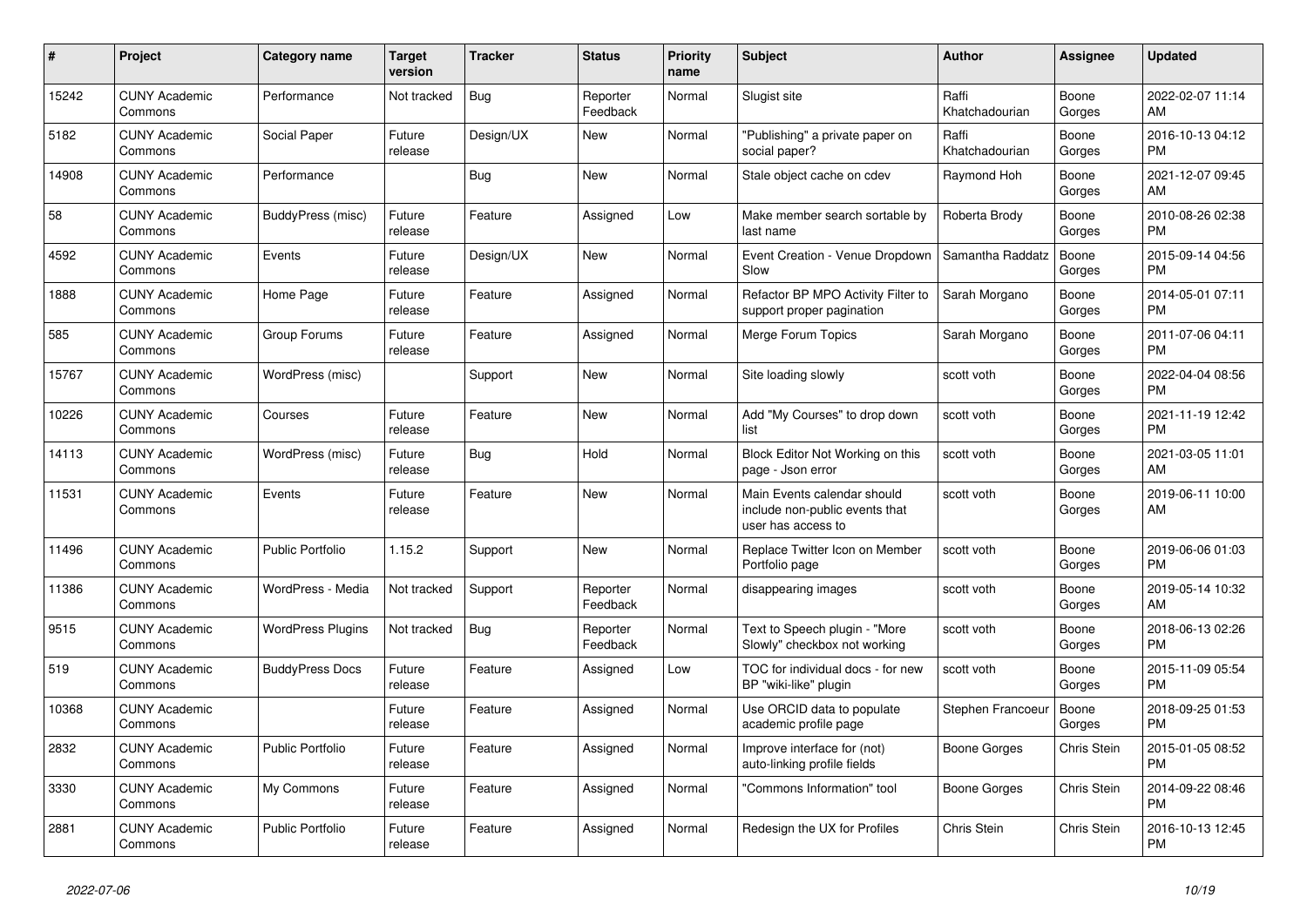| # | Project | Category name | Target version | Tracker | Status | Priority name | Subject | Author | Assignee | Updated |
|---|---|---|---|---|---|---|---|---|---|---|
| 15242 | CUNY Academic Commons | Performance | Not tracked | Bug | Reporter Feedback | Normal | Slugist site | Raffi Khatchadourian | Boone Gorges | 2022-02-07 11:14 AM |
| 5182 | CUNY Academic Commons | Social Paper | Future release | Design/UX | New | Normal | "Publishing" a private paper on social paper? | Raffi Khatchadourian | Boone Gorges | 2016-10-13 04:12 PM |
| 14908 | CUNY Academic Commons | Performance | | Bug | New | Normal | Stale object cache on cdev | Raymond Hoh | Boone Gorges | 2021-12-07 09:45 AM |
| 58 | CUNY Academic Commons | BuddyPress (misc) | Future release | Feature | Assigned | Low | Make member search sortable by last name | Roberta Brody | Boone Gorges | 2010-08-26 02:38 PM |
| 4592 | CUNY Academic Commons | Events | Future release | Design/UX | New | Normal | Event Creation - Venue Dropdown Slow | Samantha Raddatz | Boone Gorges | 2015-09-14 04:56 PM |
| 1888 | CUNY Academic Commons | Home Page | Future release | Feature | Assigned | Normal | Refactor BP MPO Activity Filter to support proper pagination | Sarah Morgano | Boone Gorges | 2014-05-01 07:11 PM |
| 585 | CUNY Academic Commons | Group Forums | Future release | Feature | Assigned | Normal | Merge Forum Topics | Sarah Morgano | Boone Gorges | 2011-07-06 04:11 PM |
| 15767 | CUNY Academic Commons | WordPress (misc) | | Support | New | Normal | Site loading slowly | scott voth | Boone Gorges | 2022-04-04 08:56 PM |
| 10226 | CUNY Academic Commons | Courses | Future release | Feature | New | Normal | Add "My Courses" to drop down list | scott voth | Boone Gorges | 2021-11-19 12:42 PM |
| 14113 | CUNY Academic Commons | WordPress (misc) | Future release | Bug | Hold | Normal | Block Editor Not Working on this page - Json error | scott voth | Boone Gorges | 2021-03-05 11:01 AM |
| 11531 | CUNY Academic Commons | Events | Future release | Feature | New | Normal | Main Events calendar should include non-public events that user has access to | scott voth | Boone Gorges | 2019-06-11 10:00 AM |
| 11496 | CUNY Academic Commons | Public Portfolio | 1.15.2 | Support | New | Normal | Replace Twitter Icon on Member Portfolio page | scott voth | Boone Gorges | 2019-06-06 01:03 PM |
| 11386 | CUNY Academic Commons | WordPress - Media | Not tracked | Support | Reporter Feedback | Normal | disappearing images | scott voth | Boone Gorges | 2019-05-14 10:32 AM |
| 9515 | CUNY Academic Commons | WordPress Plugins | Not tracked | Bug | Reporter Feedback | Normal | Text to Speech plugin - "More Slowly" checkbox not working | scott voth | Boone Gorges | 2018-06-13 02:26 PM |
| 519 | CUNY Academic Commons | BuddyPress Docs | Future release | Feature | Assigned | Low | TOC for individual docs - for new BP "wiki-like" plugin | scott voth | Boone Gorges | 2015-11-09 05:54 PM |
| 10368 | CUNY Academic Commons | | Future release | Feature | Assigned | Normal | Use ORCID data to populate academic profile page | Stephen Francoeur | Boone Gorges | 2018-09-25 01:53 PM |
| 2832 | CUNY Academic Commons | Public Portfolio | Future release | Feature | Assigned | Normal | Improve interface for (not) auto-linking profile fields | Boone Gorges | Chris Stein | 2015-01-05 08:52 PM |
| 3330 | CUNY Academic Commons | My Commons | Future release | Feature | Assigned | Normal | "Commons Information" tool | Boone Gorges | Chris Stein | 2014-09-22 08:46 PM |
| 2881 | CUNY Academic Commons | Public Portfolio | Future release | Feature | Assigned | Normal | Redesign the UX for Profiles | Chris Stein | Chris Stein | 2016-10-13 12:45 PM |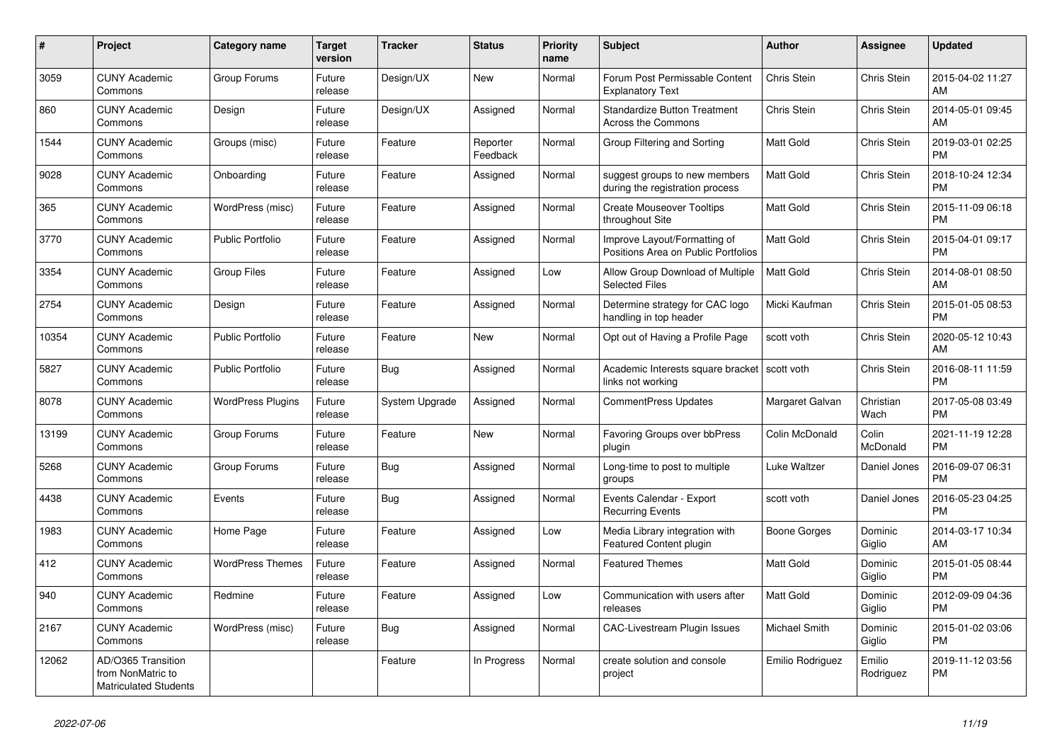| # | Project | Category name | Target version | Tracker | Status | Priority name | Subject | Author | Assignee | Updated |
|---|---|---|---|---|---|---|---|---|---|---|
| 3059 | CUNY Academic Commons | Group Forums | Future release | Design/UX | New | Normal | Forum Post Permissable Content Explanatory Text | Chris Stein | Chris Stein | 2015-04-02 11:27 AM |
| 860 | CUNY Academic Commons | Design | Future release | Design/UX | Assigned | Normal | Standardize Button Treatment Across the Commons | Chris Stein | Chris Stein | 2014-05-01 09:45 AM |
| 1544 | CUNY Academic Commons | Groups (misc) | Future release | Feature | Reporter Feedback | Normal | Group Filtering and Sorting | Matt Gold | Chris Stein | 2019-03-01 02:25 PM |
| 9028 | CUNY Academic Commons | Onboarding | Future release | Feature | Assigned | Normal | suggest groups to new members during the registration process | Matt Gold | Chris Stein | 2018-10-24 12:34 PM |
| 365 | CUNY Academic Commons | WordPress (misc) | Future release | Feature | Assigned | Normal | Create Mouseover Tooltips throughout Site | Matt Gold | Chris Stein | 2015-11-09 06:18 PM |
| 3770 | CUNY Academic Commons | Public Portfolio | Future release | Feature | Assigned | Normal | Improve Layout/Formatting of Positions Area on Public Portfolios | Matt Gold | Chris Stein | 2015-04-01 09:17 PM |
| 3354 | CUNY Academic Commons | Group Files | Future release | Feature | Assigned | Low | Allow Group Download of Multiple Selected Files | Matt Gold | Chris Stein | 2014-08-01 08:50 AM |
| 2754 | CUNY Academic Commons | Design | Future release | Feature | Assigned | Normal | Determine strategy for CAC logo handling in top header | Micki Kaufman | Chris Stein | 2015-01-05 08:53 PM |
| 10354 | CUNY Academic Commons | Public Portfolio | Future release | Feature | New | Normal | Opt out of Having a Profile Page | scott voth | Chris Stein | 2020-05-12 10:43 AM |
| 5827 | CUNY Academic Commons | Public Portfolio | Future release | Bug | Assigned | Normal | Academic Interests square bracket links not working | scott voth | Chris Stein | 2016-08-11 11:59 PM |
| 8078 | CUNY Academic Commons | WordPress Plugins | Future release | System Upgrade | Assigned | Normal | CommentPress Updates | Margaret Galvan | Christian Wach | 2017-05-08 03:49 PM |
| 13199 | CUNY Academic Commons | Group Forums | Future release | Feature | New | Normal | Favoring Groups over bbPress plugin | Colin McDonald | Colin McDonald | 2021-11-19 12:28 PM |
| 5268 | CUNY Academic Commons | Group Forums | Future release | Bug | Assigned | Normal | Long-time to post to multiple groups | Luke Waltzer | Daniel Jones | 2016-09-07 06:31 PM |
| 4438 | CUNY Academic Commons | Events | Future release | Bug | Assigned | Normal | Events Calendar - Export Recurring Events | scott voth | Daniel Jones | 2016-05-23 04:25 PM |
| 1983 | CUNY Academic Commons | Home Page | Future release | Feature | Assigned | Low | Media Library integration with Featured Content plugin | Boone Gorges | Dominic Giglio | 2014-03-17 10:34 AM |
| 412 | CUNY Academic Commons | WordPress Themes | Future release | Feature | Assigned | Normal | Featured Themes | Matt Gold | Dominic Giglio | 2015-01-05 08:44 PM |
| 940 | CUNY Academic Commons | Redmine | Future release | Feature | Assigned | Low | Communication with users after releases | Matt Gold | Dominic Giglio | 2012-09-09 04:36 PM |
| 2167 | CUNY Academic Commons | WordPress (misc) | Future release | Bug | Assigned | Normal | CAC-Livestream Plugin Issues | Michael Smith | Dominic Giglio | 2015-01-02 03:06 PM |
| 12062 | AD/O365 Transition from NonMatric to Matriculated Students | | | Feature | In Progress | Normal | create solution and console project | Emilio Rodriguez | Emilio Rodriguez | 2019-11-12 03:56 PM |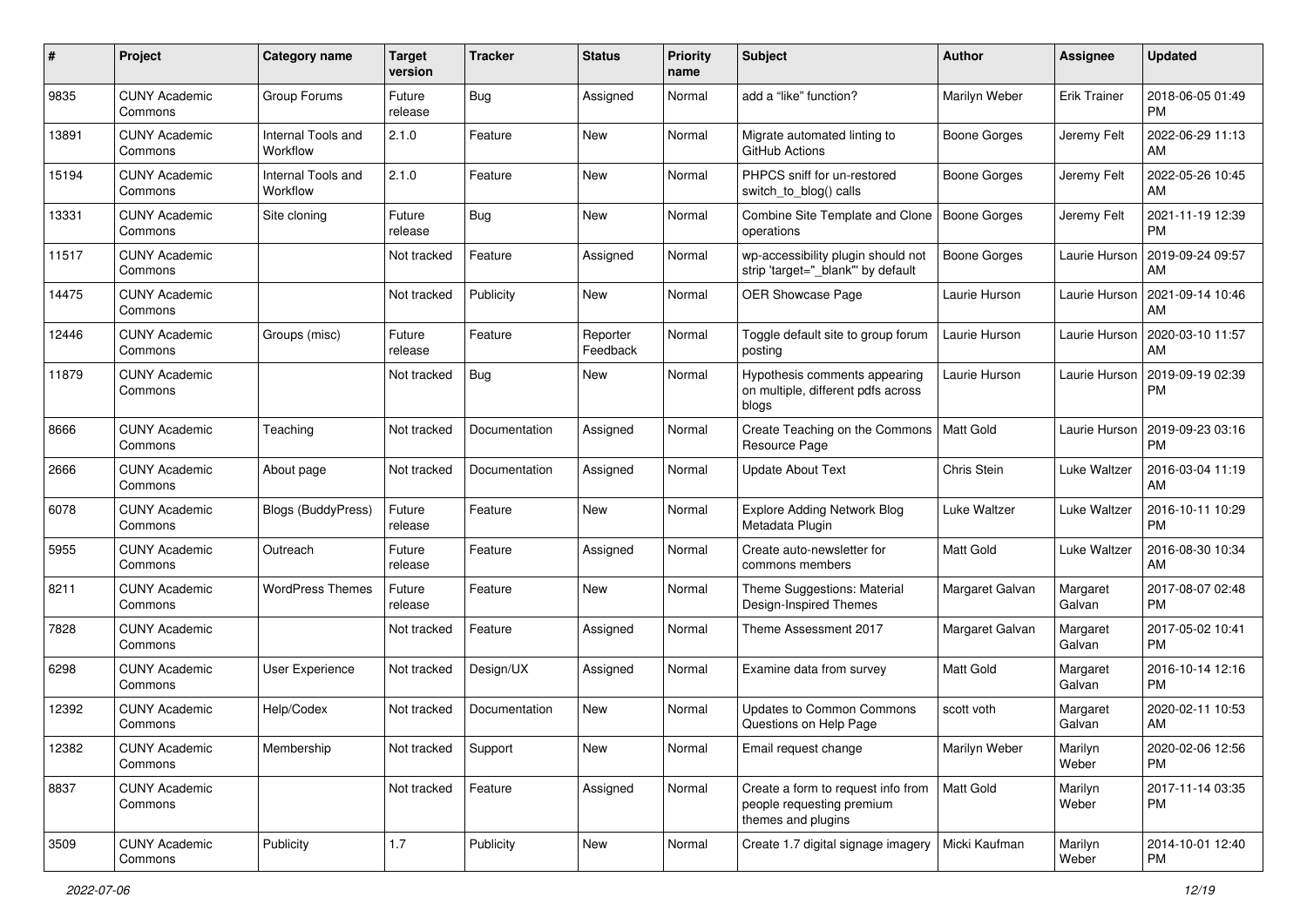| # | Project | Category name | Target version | Tracker | Status | Priority name | Subject | Author | Assignee | Updated |
|---|---|---|---|---|---|---|---|---|---|---|
| 9835 | CUNY Academic Commons | Group Forums | Future release | Bug | Assigned | Normal | add a “like” function? | Marilyn Weber | Erik Trainer | 2018-06-05 01:49 PM |
| 13891 | CUNY Academic Commons | Internal Tools and Workflow | 2.1.0 | Feature | New | Normal | Migrate automated linting to GitHub Actions | Boone Gorges | Jeremy Felt | 2022-06-29 11:13 AM |
| 15194 | CUNY Academic Commons | Internal Tools and Workflow | 2.1.0 | Feature | New | Normal | PHPCS sniff for un-restored switch_to_blog() calls | Boone Gorges | Jeremy Felt | 2022-05-26 10:45 AM |
| 13331 | CUNY Academic Commons | Site cloning | Future release | Bug | New | Normal | Combine Site Template and Clone operations | Boone Gorges | Jeremy Felt | 2021-11-19 12:39 PM |
| 11517 | CUNY Academic Commons | | Not tracked | Feature | Assigned | Normal | wp-accessibility plugin should not strip 'target="_blank"' by default | Boone Gorges | Laurie Hurson | 2019-09-24 09:57 AM |
| 14475 | CUNY Academic Commons | | Not tracked | Publicity | New | Normal | OER Showcase Page | Laurie Hurson | Laurie Hurson | 2021-09-14 10:46 AM |
| 12446 | CUNY Academic Commons | Groups (misc) | Future release | Feature | Reporter Feedback | Normal | Toggle default site to group forum posting | Laurie Hurson | Laurie Hurson | 2020-03-10 11:57 AM |
| 11879 | CUNY Academic Commons | | Not tracked | Bug | New | Normal | Hypothesis comments appearing on multiple, different pdfs across blogs | Laurie Hurson | Laurie Hurson | 2019-09-19 02:39 PM |
| 8666 | CUNY Academic Commons | Teaching | Not tracked | Documentation | Assigned | Normal | Create Teaching on the Commons Resource Page | Matt Gold | Laurie Hurson | 2019-09-23 03:16 PM |
| 2666 | CUNY Academic Commons | About page | Not tracked | Documentation | Assigned | Normal | Update About Text | Chris Stein | Luke Waltzer | 2016-03-04 11:19 AM |
| 6078 | CUNY Academic Commons | Blogs (BuddyPress) | Future release | Feature | New | Normal | Explore Adding Network Blog Metadata Plugin | Luke Waltzer | Luke Waltzer | 2016-10-11 10:29 PM |
| 5955 | CUNY Academic Commons | Outreach | Future release | Feature | Assigned | Normal | Create auto-newsletter for commons members | Matt Gold | Luke Waltzer | 2016-08-30 10:34 AM |
| 8211 | CUNY Academic Commons | WordPress Themes | Future release | Feature | New | Normal | Theme Suggestions: Material Design-Inspired Themes | Margaret Galvan | Margaret Galvan | 2017-08-07 02:48 PM |
| 7828 | CUNY Academic Commons | | Not tracked | Feature | Assigned | Normal | Theme Assessment 2017 | Margaret Galvan | Margaret Galvan | 2017-05-02 10:41 PM |
| 6298 | CUNY Academic Commons | User Experience | Not tracked | Design/UX | Assigned | Normal | Examine data from survey | Matt Gold | Margaret Galvan | 2016-10-14 12:16 PM |
| 12392 | CUNY Academic Commons | Help/Codex | Not tracked | Documentation | New | Normal | Updates to Common Commons Questions on Help Page | scott voth | Margaret Galvan | 2020-02-11 10:53 AM |
| 12382 | CUNY Academic Commons | Membership | Not tracked | Support | New | Normal | Email request change | Marilyn Weber | Marilyn Weber | 2020-02-06 12:56 PM |
| 8837 | CUNY Academic Commons | | Not tracked | Feature | Assigned | Normal | Create a form to request info from people requesting premium themes and plugins | Matt Gold | Marilyn Weber | 2017-11-14 03:35 PM |
| 3509 | CUNY Academic Commons | Publicity | 1.7 | Publicity | New | Normal | Create 1.7 digital signage imagery | Micki Kaufman | Marilyn Weber | 2014-10-01 12:40 PM |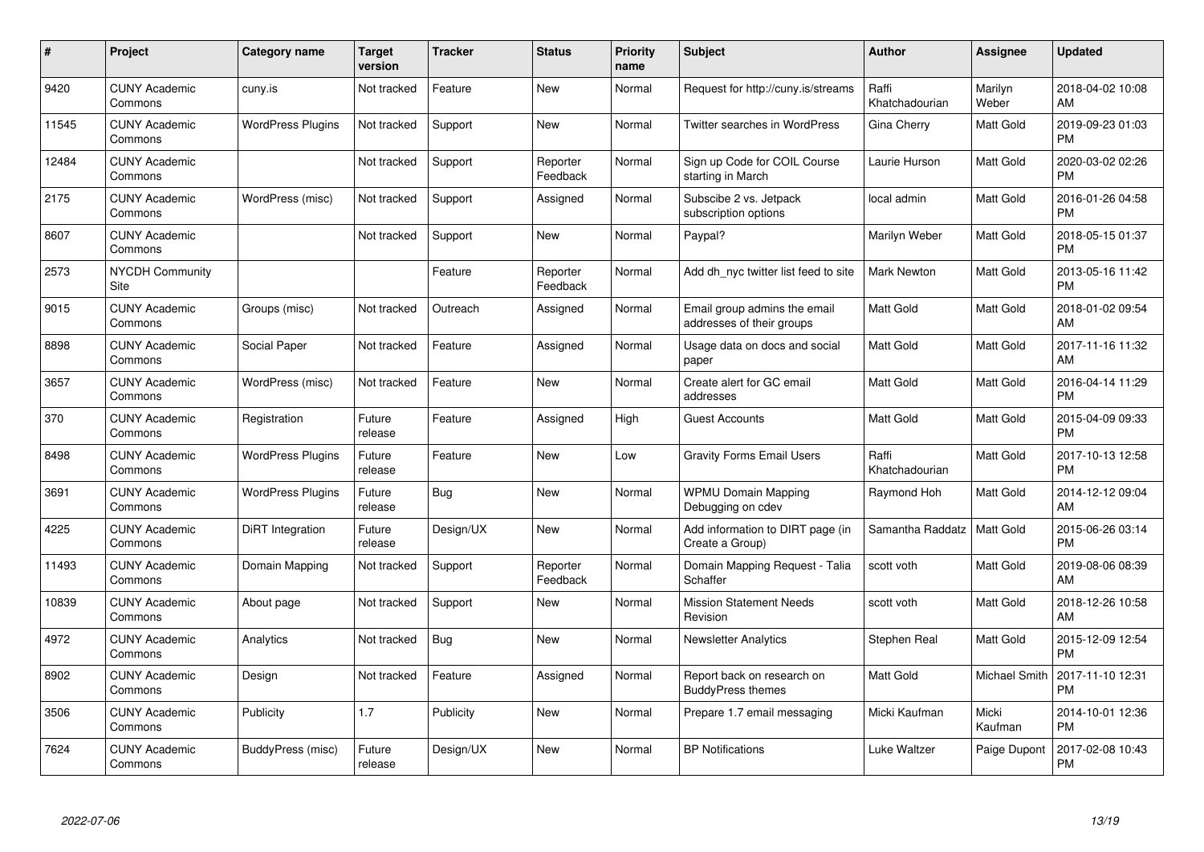| # | Project | Category name | Target version | Tracker | Status | Priority name | Subject | Author | Assignee | Updated |
|---|---|---|---|---|---|---|---|---|---|---|
| 9420 | CUNY Academic Commons | cuny.is | Not tracked | Feature | New | Normal | Request for http://cuny.is/streams | Raffi Khatchadourian | Marilyn Weber | 2018-04-02 10:08 AM |
| 11545 | CUNY Academic Commons | WordPress Plugins | Not tracked | Support | New | Normal | Twitter searches in WordPress | Gina Cherry | Matt Gold | 2019-09-23 01:03 PM |
| 12484 | CUNY Academic Commons | | Not tracked | Support | Reporter Feedback | Normal | Sign up Code for COIL Course starting in March | Laurie Hurson | Matt Gold | 2020-03-02 02:26 PM |
| 2175 | CUNY Academic Commons | WordPress (misc) | Not tracked | Support | Assigned | Normal | Subscibe 2 vs. Jetpack subscription options | local admin | Matt Gold | 2016-01-26 04:58 PM |
| 8607 | CUNY Academic Commons | | Not tracked | Support | New | Normal | Paypal? | Marilyn Weber | Matt Gold | 2018-05-15 01:37 PM |
| 2573 | NYCDH Community Site | | | Feature | Reporter Feedback | Normal | Add dh_nyc twitter list feed to site | Mark Newton | Matt Gold | 2013-05-16 11:42 PM |
| 9015 | CUNY Academic Commons | Groups (misc) | Not tracked | Outreach | Assigned | Normal | Email group admins the email addresses of their groups | Matt Gold | Matt Gold | 2018-01-02 09:54 AM |
| 8898 | CUNY Academic Commons | Social Paper | Not tracked | Feature | Assigned | Normal | Usage data on docs and social paper | Matt Gold | Matt Gold | 2017-11-16 11:32 AM |
| 3657 | CUNY Academic Commons | WordPress (misc) | Not tracked | Feature | New | Normal | Create alert for GC email addresses | Matt Gold | Matt Gold | 2016-04-14 11:29 PM |
| 370 | CUNY Academic Commons | Registration | Future release | Feature | Assigned | High | Guest Accounts | Matt Gold | Matt Gold | 2015-04-09 09:33 PM |
| 8498 | CUNY Academic Commons | WordPress Plugins | Future release | Feature | New | Low | Gravity Forms Email Users | Raffi Khatchadourian | Matt Gold | 2017-10-13 12:58 PM |
| 3691 | CUNY Academic Commons | WordPress Plugins | Future release | Bug | New | Normal | WPMU Domain Mapping Debugging on cdev | Raymond Hoh | Matt Gold | 2014-12-12 09:04 AM |
| 4225 | CUNY Academic Commons | DiRT Integration | Future release | Design/UX | New | Normal | Add information to DIRT page (in Create a Group) | Samantha Raddatz | Matt Gold | 2015-06-26 03:14 PM |
| 11493 | CUNY Academic Commons | Domain Mapping | Not tracked | Support | Reporter Feedback | Normal | Domain Mapping Request - Talia Schaffer | scott voth | Matt Gold | 2019-08-06 08:39 AM |
| 10839 | CUNY Academic Commons | About page | Not tracked | Support | New | Normal | Mission Statement Needs Revision | scott voth | Matt Gold | 2018-12-26 10:58 AM |
| 4972 | CUNY Academic Commons | Analytics | Not tracked | Bug | New | Normal | Newsletter Analytics | Stephen Real | Matt Gold | 2015-12-09 12:54 PM |
| 8902 | CUNY Academic Commons | Design | Not tracked | Feature | Assigned | Normal | Report back on research on BuddyPress themes | Matt Gold | Michael Smith | 2017-11-10 12:31 PM |
| 3506 | CUNY Academic Commons | Publicity | 1.7 | Publicity | New | Normal | Prepare 1.7 email messaging | Micki Kaufman | Micki Kaufman | 2014-10-01 12:36 PM |
| 7624 | CUNY Academic Commons | BuddyPress (misc) | Future release | Design/UX | New | Normal | BP Notifications | Luke Waltzer | Paige Dupont | 2017-02-08 10:43 PM |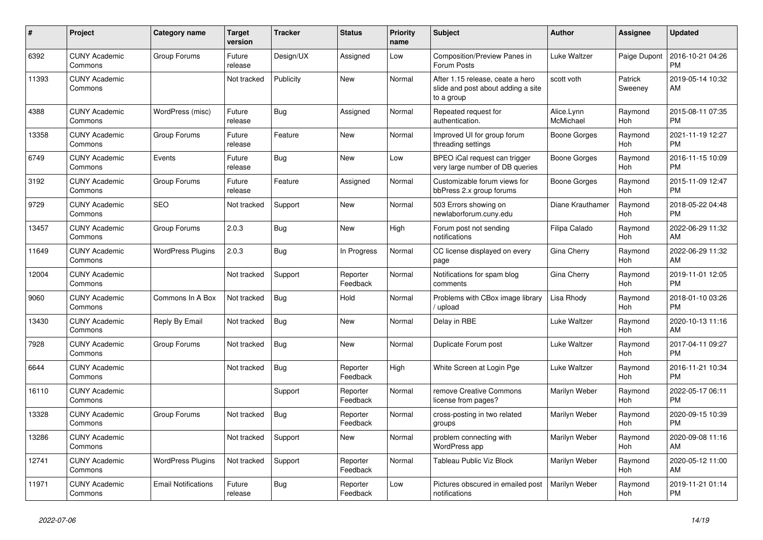| # | Project | Category name | Target version | Tracker | Status | Priority name | Subject | Author | Assignee | Updated |
|---|---|---|---|---|---|---|---|---|---|---|
| 6392 | CUNY Academic Commons | Group Forums | Future release | Design/UX | Assigned | Low | Composition/Preview Panes in Forum Posts | Luke Waltzer | Paige Dupont | 2016-10-21 04:26 PM |
| 11393 | CUNY Academic Commons | | Not tracked | Publicity | New | Normal | After 1.15 release, ceate a hero slide and post about adding a site to a group | scott voth | Patrick Sweeney | 2019-05-14 10:32 AM |
| 4388 | CUNY Academic Commons | WordPress (misc) | Future release | Bug | Assigned | Normal | Repeated request for authentication. | Alice.Lynn McMichael | Raymond Hoh | 2015-08-11 07:35 PM |
| 13358 | CUNY Academic Commons | Group Forums | Future release | Feature | New | Normal | Improved UI for group forum threading settings | Boone Gorges | Raymond Hoh | 2021-11-19 12:27 PM |
| 6749 | CUNY Academic Commons | Events | Future release | Bug | New | Low | BPEO iCal request can trigger very large number of DB queries | Boone Gorges | Raymond Hoh | 2016-11-15 10:09 PM |
| 3192 | CUNY Academic Commons | Group Forums | Future release | Feature | Assigned | Normal | Customizable forum views for bbPress 2.x group forums | Boone Gorges | Raymond Hoh | 2015-11-09 12:47 PM |
| 9729 | CUNY Academic Commons | SEO | Not tracked | Support | New | Normal | 503 Errors showing on newlaborforum.cuny.edu | Diane Krauthamer | Raymond Hoh | 2018-05-22 04:48 PM |
| 13457 | CUNY Academic Commons | Group Forums | 2.0.3 | Bug | New | High | Forum post not sending notifications | Filipa Calado | Raymond Hoh | 2022-06-29 11:32 AM |
| 11649 | CUNY Academic Commons | WordPress Plugins | 2.0.3 | Bug | In Progress | Normal | CC license displayed on every page | Gina Cherry | Raymond Hoh | 2022-06-29 11:32 AM |
| 12004 | CUNY Academic Commons | | Not tracked | Support | Reporter Feedback | Normal | Notifications for spam blog comments | Gina Cherry | Raymond Hoh | 2019-11-01 12:05 PM |
| 9060 | CUNY Academic Commons | Commons In A Box | Not tracked | Bug | Hold | Normal | Problems with CBox image library / upload | Lisa Rhody | Raymond Hoh | 2018-01-10 03:26 PM |
| 13430 | CUNY Academic Commons | Reply By Email | Not tracked | Bug | New | Normal | Delay in RBE | Luke Waltzer | Raymond Hoh | 2020-10-13 11:16 AM |
| 7928 | CUNY Academic Commons | Group Forums | Not tracked | Bug | New | Normal | Duplicate Forum post | Luke Waltzer | Raymond Hoh | 2017-04-11 09:27 PM |
| 6644 | CUNY Academic Commons | | Not tracked | Bug | Reporter Feedback | High | White Screen at Login Pge | Luke Waltzer | Raymond Hoh | 2016-11-21 10:34 PM |
| 16110 | CUNY Academic Commons | | | Support | Reporter Feedback | Normal | remove Creative Commons license from pages? | Marilyn Weber | Raymond Hoh | 2022-05-17 06:11 PM |
| 13328 | CUNY Academic Commons | Group Forums | Not tracked | Bug | Reporter Feedback | Normal | cross-posting in two related groups | Marilyn Weber | Raymond Hoh | 2020-09-15 10:39 PM |
| 13286 | CUNY Academic Commons | | Not tracked | Support | New | Normal | problem connecting with WordPress app | Marilyn Weber | Raymond Hoh | 2020-09-08 11:16 AM |
| 12741 | CUNY Academic Commons | WordPress Plugins | Not tracked | Support | Reporter Feedback | Normal | Tableau Public Viz Block | Marilyn Weber | Raymond Hoh | 2020-05-12 11:00 AM |
| 11971 | CUNY Academic Commons | Email Notifications | Future release | Bug | Reporter Feedback | Low | Pictures obscured in emailed post notifications | Marilyn Weber | Raymond Hoh | 2019-11-21 01:14 PM |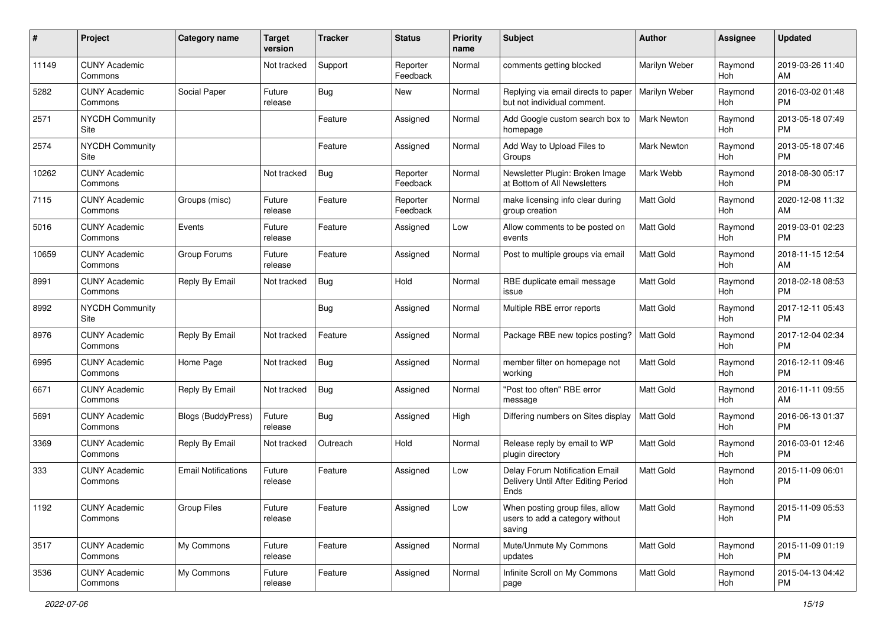| # | Project | Category name | Target version | Tracker | Status | Priority name | Subject | Author | Assignee | Updated |
|---|---|---|---|---|---|---|---|---|---|---|
| 11149 | CUNY Academic Commons | | Not tracked | Support | Reporter Feedback | Normal | comments getting blocked | Marilyn Weber | Raymond Hoh | 2019-03-26 11:40 AM |
| 5282 | CUNY Academic Commons | Social Paper | Future release | Bug | New | Normal | Replying via email directs to paper but not individual comment. | Marilyn Weber | Raymond Hoh | 2016-03-02 01:48 PM |
| 2571 | NYCDH Community Site | | | Feature | Assigned | Normal | Add Google custom search box to homepage | Mark Newton | Raymond Hoh | 2013-05-18 07:49 PM |
| 2574 | NYCDH Community Site | | | Feature | Assigned | Normal | Add Way to Upload Files to Groups | Mark Newton | Raymond Hoh | 2013-05-18 07:46 PM |
| 10262 | CUNY Academic Commons | | Not tracked | Bug | Reporter Feedback | Normal | Newsletter Plugin: Broken Image at Bottom of All Newsletters | Mark Webb | Raymond Hoh | 2018-08-30 05:17 PM |
| 7115 | CUNY Academic Commons | Groups (misc) | Future release | Feature | Reporter Feedback | Normal | make licensing info clear during group creation | Matt Gold | Raymond Hoh | 2020-12-08 11:32 AM |
| 5016 | CUNY Academic Commons | Events | Future release | Feature | Assigned | Low | Allow comments to be posted on events | Matt Gold | Raymond Hoh | 2019-03-01 02:23 PM |
| 10659 | CUNY Academic Commons | Group Forums | Future release | Feature | Assigned | Normal | Post to multiple groups via email | Matt Gold | Raymond Hoh | 2018-11-15 12:54 AM |
| 8991 | CUNY Academic Commons | Reply By Email | Not tracked | Bug | Hold | Normal | RBE duplicate email message issue | Matt Gold | Raymond Hoh | 2018-02-18 08:53 PM |
| 8992 | NYCDH Community Site | | | Bug | Assigned | Normal | Multiple RBE error reports | Matt Gold | Raymond Hoh | 2017-12-11 05:43 PM |
| 8976 | CUNY Academic Commons | Reply By Email | Not tracked | Feature | Assigned | Normal | Package RBE new topics posting? | Matt Gold | Raymond Hoh | 2017-12-04 02:34 PM |
| 6995 | CUNY Academic Commons | Home Page | Not tracked | Bug | Assigned | Normal | member filter on homepage not working | Matt Gold | Raymond Hoh | 2016-12-11 09:46 PM |
| 6671 | CUNY Academic Commons | Reply By Email | Not tracked | Bug | Assigned | Normal | "Post too often" RBE error message | Matt Gold | Raymond Hoh | 2016-11-11 09:55 AM |
| 5691 | CUNY Academic Commons | Blogs (BuddyPress) | Future release | Bug | Assigned | High | Differing numbers on Sites display | Matt Gold | Raymond Hoh | 2016-06-13 01:37 PM |
| 3369 | CUNY Academic Commons | Reply By Email | Not tracked | Outreach | Hold | Normal | Release reply by email to WP plugin directory | Matt Gold | Raymond Hoh | 2016-03-01 12:46 PM |
| 333 | CUNY Academic Commons | Email Notifications | Future release | Feature | Assigned | Low | Delay Forum Notification Email Delivery Until After Editing Period Ends | Matt Gold | Raymond Hoh | 2015-11-09 06:01 PM |
| 1192 | CUNY Academic Commons | Group Files | Future release | Feature | Assigned | Low | When posting group files, allow users to add a category without saving | Matt Gold | Raymond Hoh | 2015-11-09 05:53 PM |
| 3517 | CUNY Academic Commons | My Commons | Future release | Feature | Assigned | Normal | Mute/Unmute My Commons updates | Matt Gold | Raymond Hoh | 2015-11-09 01:19 PM |
| 3536 | CUNY Academic Commons | My Commons | Future release | Feature | Assigned | Normal | Infinite Scroll on My Commons page | Matt Gold | Raymond Hoh | 2015-04-13 04:42 PM |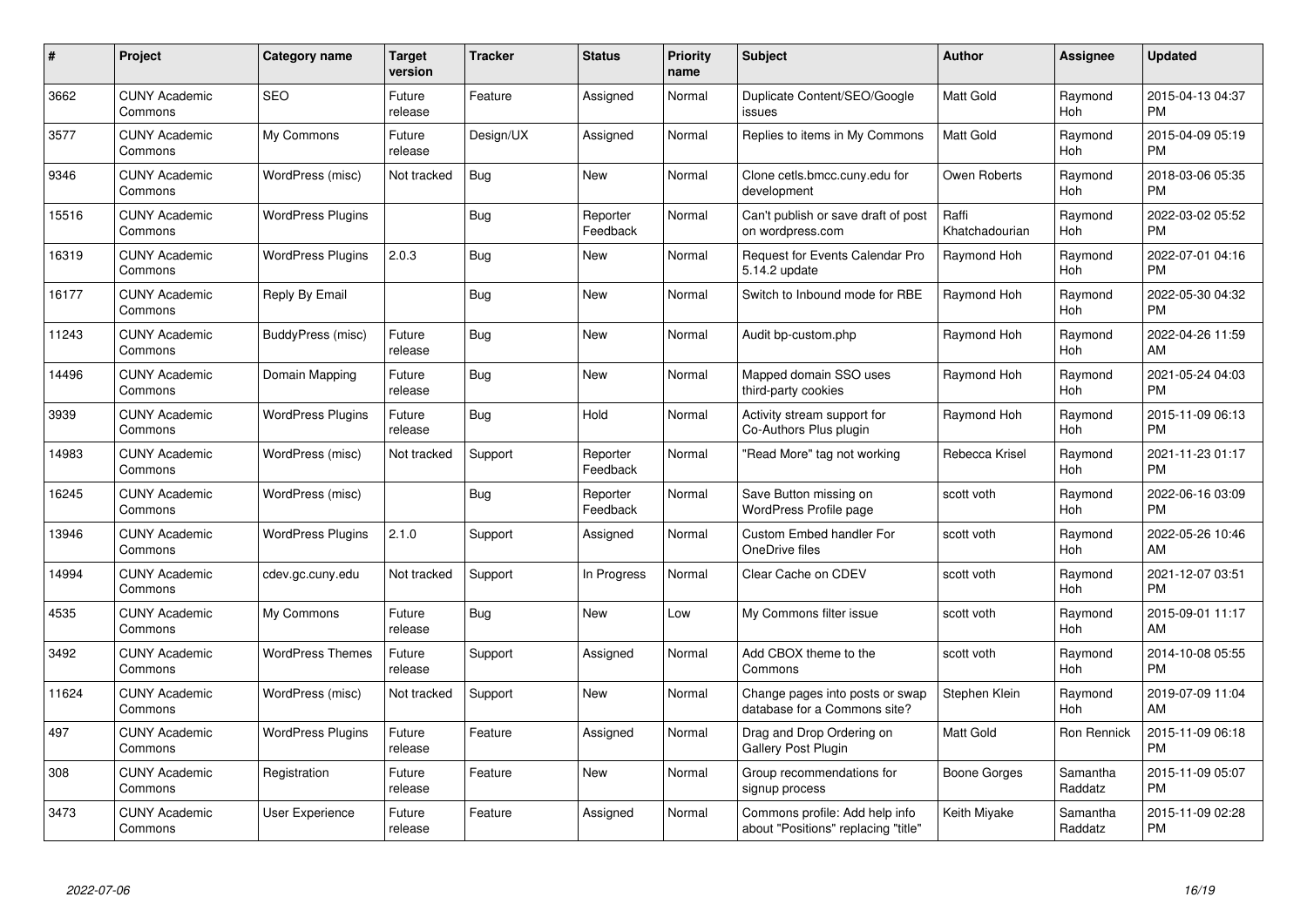| # | Project | Category name | Target version | Tracker | Status | Priority name | Subject | Author | Assignee | Updated |
|---|---|---|---|---|---|---|---|---|---|---|
| 3662 | CUNY Academic Commons | SEO | Future release | Feature | Assigned | Normal | Duplicate Content/SEO/Google issues | Matt Gold | Raymond Hoh | 2015-04-13 04:37 PM |
| 3577 | CUNY Academic Commons | My Commons | Future release | Design/UX | Assigned | Normal | Replies to items in My Commons | Matt Gold | Raymond Hoh | 2015-04-09 05:19 PM |
| 9346 | CUNY Academic Commons | WordPress (misc) | Not tracked | Bug | New | Normal | Clone cetls.bmcc.cuny.edu for development | Owen Roberts | Raymond Hoh | 2018-03-06 05:35 PM |
| 15516 | CUNY Academic Commons | WordPress Plugins | | Bug | Reporter Feedback | Normal | Can't publish or save draft of post on wordpress.com | Raffi Khatchadourian | Raymond Hoh | 2022-03-02 05:52 PM |
| 16319 | CUNY Academic Commons | WordPress Plugins | 2.0.3 | Bug | New | Normal | Request for Events Calendar Pro 5.14.2 update | Raymond Hoh | Raymond Hoh | 2022-07-01 04:16 PM |
| 16177 | CUNY Academic Commons | Reply By Email | | Bug | New | Normal | Switch to Inbound mode for RBE | Raymond Hoh | Raymond Hoh | 2022-05-30 04:32 PM |
| 11243 | CUNY Academic Commons | BuddyPress (misc) | Future release | Bug | New | Normal | Audit bp-custom.php | Raymond Hoh | Raymond Hoh | 2022-04-26 11:59 AM |
| 14496 | CUNY Academic Commons | Domain Mapping | Future release | Bug | New | Normal | Mapped domain SSO uses third-party cookies | Raymond Hoh | Raymond Hoh | 2021-05-24 04:03 PM |
| 3939 | CUNY Academic Commons | WordPress Plugins | Future release | Bug | Hold | Normal | Activity stream support for Co-Authors Plus plugin | Raymond Hoh | Raymond Hoh | 2015-11-09 06:13 PM |
| 14983 | CUNY Academic Commons | WordPress (misc) | Not tracked | Support | Reporter Feedback | Normal | "Read More" tag not working | Rebecca Krisel | Raymond Hoh | 2021-11-23 01:17 PM |
| 16245 | CUNY Academic Commons | WordPress (misc) | | Bug | Reporter Feedback | Normal | Save Button missing on WordPress Profile page | scott voth | Raymond Hoh | 2022-06-16 03:09 PM |
| 13946 | CUNY Academic Commons | WordPress Plugins | 2.1.0 | Support | Assigned | Normal | Custom Embed handler For OneDrive files | scott voth | Raymond Hoh | 2022-05-26 10:46 AM |
| 14994 | CUNY Academic Commons | cdev.gc.cuny.edu | Not tracked | Support | In Progress | Normal | Clear Cache on CDEV | scott voth | Raymond Hoh | 2021-12-07 03:51 PM |
| 4535 | CUNY Academic Commons | My Commons | Future release | Bug | New | Low | My Commons filter issue | scott voth | Raymond Hoh | 2015-09-01 11:17 AM |
| 3492 | CUNY Academic Commons | WordPress Themes | Future release | Support | Assigned | Normal | Add CBOX theme to the Commons | scott voth | Raymond Hoh | 2014-10-08 05:55 PM |
| 11624 | CUNY Academic Commons | WordPress (misc) | Not tracked | Support | New | Normal | Change pages into posts or swap database for a Commons site? | Stephen Klein | Raymond Hoh | 2019-07-09 11:04 AM |
| 497 | CUNY Academic Commons | WordPress Plugins | Future release | Feature | Assigned | Normal | Drag and Drop Ordering on Gallery Post Plugin | Matt Gold | Ron Rennick | 2015-11-09 06:18 PM |
| 308 | CUNY Academic Commons | Registration | Future release | Feature | New | Normal | Group recommendations for signup process | Boone Gorges | Samantha Raddatz | 2015-11-09 05:07 PM |
| 3473 | CUNY Academic Commons | User Experience | Future release | Feature | Assigned | Normal | Commons profile: Add help info about "Positions" replacing "title" | Keith Miyake | Samantha Raddatz | 2015-11-09 02:28 PM |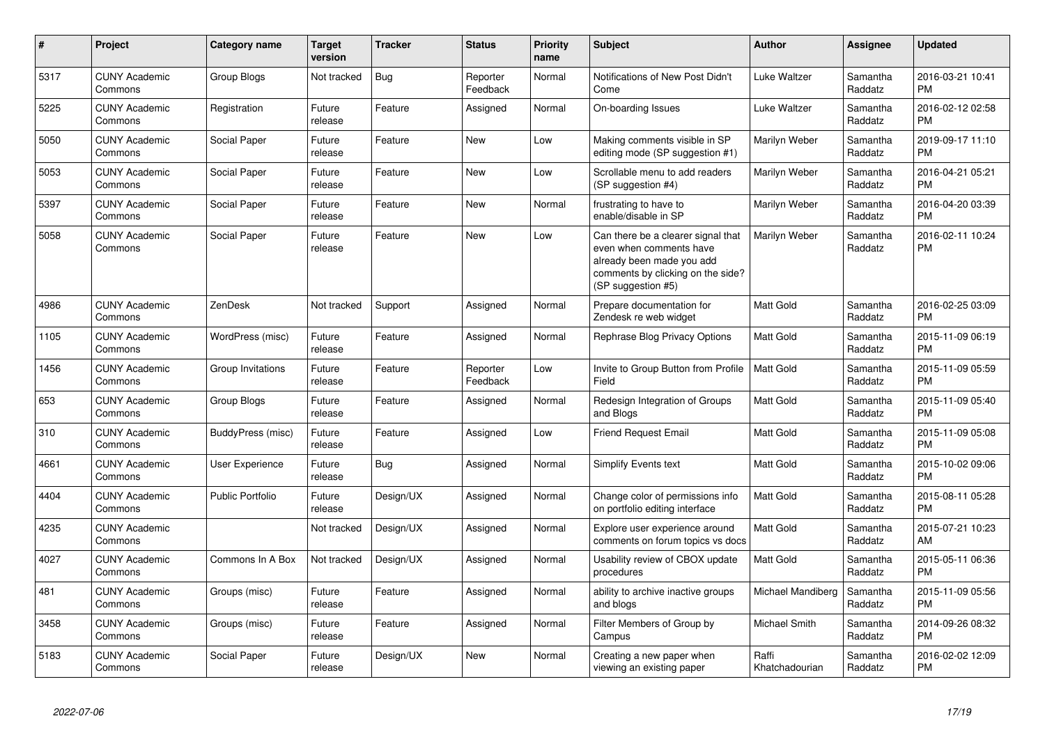| # | Project | Category name | Target version | Tracker | Status | Priority name | Subject | Author | Assignee | Updated |
|---|---|---|---|---|---|---|---|---|---|---|
| 5317 | CUNY Academic Commons | Group Blogs | Not tracked | Bug | Reporter Feedback | Normal | Notifications of New Post Didn't Come | Luke Waltzer | Samantha Raddatz | 2016-03-21 10:41 PM |
| 5225 | CUNY Academic Commons | Registration | Future release | Feature | Assigned | Normal | On-boarding Issues | Luke Waltzer | Samantha Raddatz | 2016-02-12 02:58 PM |
| 5050 | CUNY Academic Commons | Social Paper | Future release | Feature | New | Low | Making comments visible in SP editing mode (SP suggestion #1) | Marilyn Weber | Samantha Raddatz | 2019-09-17 11:10 PM |
| 5053 | CUNY Academic Commons | Social Paper | Future release | Feature | New | Low | Scrollable menu to add readers (SP suggestion #4) | Marilyn Weber | Samantha Raddatz | 2016-04-21 05:21 PM |
| 5397 | CUNY Academic Commons | Social Paper | Future release | Feature | New | Normal | frustrating to have to enable/disable in SP | Marilyn Weber | Samantha Raddatz | 2016-04-20 03:39 PM |
| 5058 | CUNY Academic Commons | Social Paper | Future release | Feature | New | Low | Can there be a clearer signal that even when comments have already been made you add comments by clicking on the side? (SP suggestion #5) | Marilyn Weber | Samantha Raddatz | 2016-02-11 10:24 PM |
| 4986 | CUNY Academic Commons | ZenDesk | Not tracked | Support | Assigned | Normal | Prepare documentation for Zendesk re web widget | Matt Gold | Samantha Raddatz | 2016-02-25 03:09 PM |
| 1105 | CUNY Academic Commons | WordPress (misc) | Future release | Feature | Assigned | Normal | Rephrase Blog Privacy Options | Matt Gold | Samantha Raddatz | 2015-11-09 06:19 PM |
| 1456 | CUNY Academic Commons | Group Invitations | Future release | Feature | Reporter Feedback | Low | Invite to Group Button from Profile Field | Matt Gold | Samantha Raddatz | 2015-11-09 05:59 PM |
| 653 | CUNY Academic Commons | Group Blogs | Future release | Feature | Assigned | Normal | Redesign Integration of Groups and Blogs | Matt Gold | Samantha Raddatz | 2015-11-09 05:40 PM |
| 310 | CUNY Academic Commons | BuddyPress (misc) | Future release | Feature | Assigned | Low | Friend Request Email | Matt Gold | Samantha Raddatz | 2015-11-09 05:08 PM |
| 4661 | CUNY Academic Commons | User Experience | Future release | Bug | Assigned | Normal | Simplify Events text | Matt Gold | Samantha Raddatz | 2015-10-02 09:06 PM |
| 4404 | CUNY Academic Commons | Public Portfolio | Future release | Design/UX | Assigned | Normal | Change color of permissions info on portfolio editing interface | Matt Gold | Samantha Raddatz | 2015-08-11 05:28 PM |
| 4235 | CUNY Academic Commons | | Not tracked | Design/UX | Assigned | Normal | Explore user experience around comments on forum topics vs docs | Matt Gold | Samantha Raddatz | 2015-07-21 10:23 AM |
| 4027 | CUNY Academic Commons | Commons In A Box | Not tracked | Design/UX | Assigned | Normal | Usability review of CBOX update procedures | Matt Gold | Samantha Raddatz | 2015-05-11 06:36 PM |
| 481 | CUNY Academic Commons | Groups (misc) | Future release | Feature | Assigned | Normal | ability to archive inactive groups and blogs | Michael Mandiberg | Samantha Raddatz | 2015-11-09 05:56 PM |
| 3458 | CUNY Academic Commons | Groups (misc) | Future release | Feature | Assigned | Normal | Filter Members of Group by Campus | Michael Smith | Samantha Raddatz | 2014-09-26 08:32 PM |
| 5183 | CUNY Academic Commons | Social Paper | Future release | Design/UX | New | Normal | Creating a new paper when viewing an existing paper | Raffi Khatchadourian | Samantha Raddatz | 2016-02-02 12:09 PM |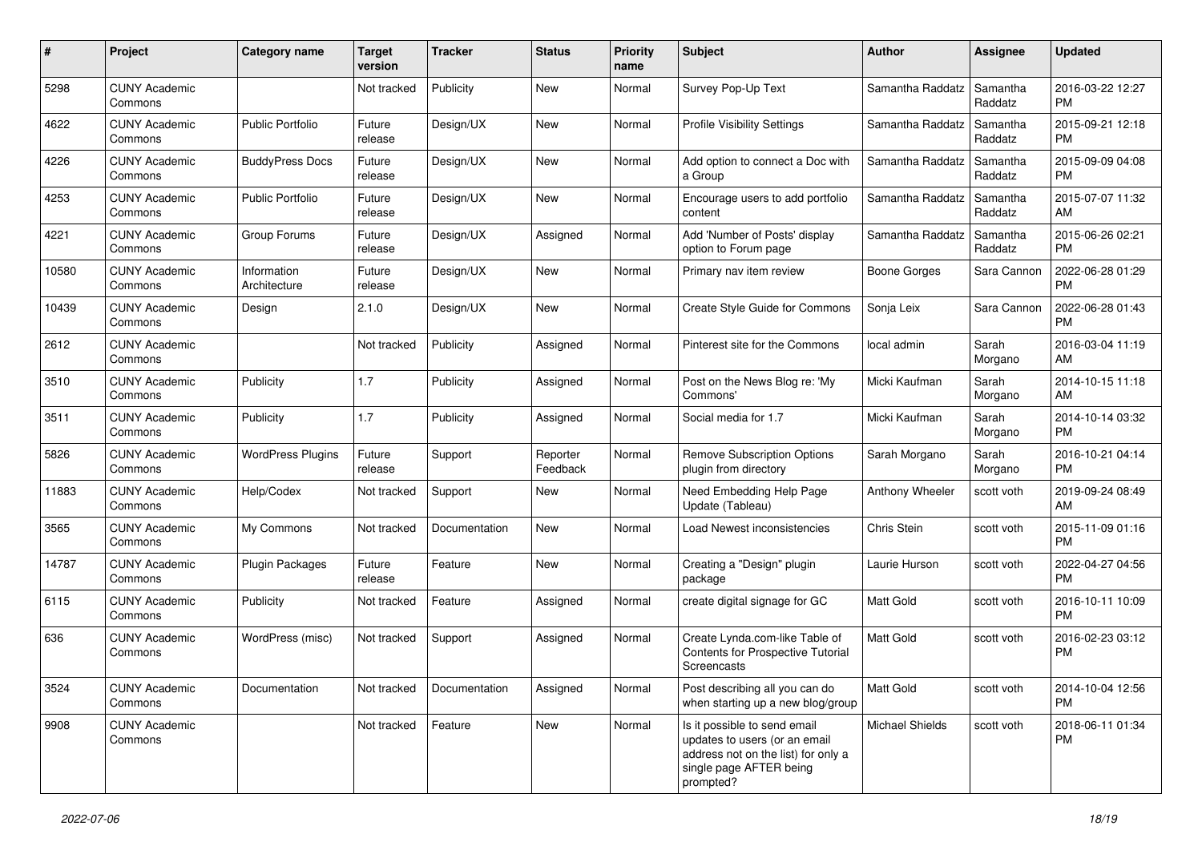| # | Project | Category name | Target version | Tracker | Status | Priority name | Subject | Author | Assignee | Updated |
|---|---|---|---|---|---|---|---|---|---|---|
| 5298 | CUNY Academic Commons | | Not tracked | Publicity | New | Normal | Survey Pop-Up Text | Samantha Raddatz | Samantha Raddatz | 2016-03-22 12:27 PM |
| 4622 | CUNY Academic Commons | Public Portfolio | Future release | Design/UX | New | Normal | Profile Visibility Settings | Samantha Raddatz | Samantha Raddatz | 2015-09-21 12:18 PM |
| 4226 | CUNY Academic Commons | BuddyPress Docs | Future release | Design/UX | New | Normal | Add option to connect a Doc with a Group | Samantha Raddatz | Samantha Raddatz | 2015-09-09 04:08 PM |
| 4253 | CUNY Academic Commons | Public Portfolio | Future release | Design/UX | New | Normal | Encourage users to add portfolio content | Samantha Raddatz | Samantha Raddatz | 2015-07-07 11:32 AM |
| 4221 | CUNY Academic Commons | Group Forums | Future release | Design/UX | Assigned | Normal | Add 'Number of Posts' display option to Forum page | Samantha Raddatz | Samantha Raddatz | 2015-06-26 02:21 PM |
| 10580 | CUNY Academic Commons | Information Architecture | Future release | Design/UX | New | Normal | Primary nav item review | Boone Gorges | Sara Cannon | 2022-06-28 01:29 PM |
| 10439 | CUNY Academic Commons | Design | 2.1.0 | Design/UX | New | Normal | Create Style Guide for Commons | Sonja Leix | Sara Cannon | 2022-06-28 01:43 PM |
| 2612 | CUNY Academic Commons | | Not tracked | Publicity | Assigned | Normal | Pinterest site for the Commons | local admin | Sarah Morgano | 2016-03-04 11:19 AM |
| 3510 | CUNY Academic Commons | Publicity | 1.7 | Publicity | Assigned | Normal | Post on the News Blog re: 'My Commons' | Micki Kaufman | Sarah Morgano | 2014-10-15 11:18 AM |
| 3511 | CUNY Academic Commons | Publicity | 1.7 | Publicity | Assigned | Normal | Social media for 1.7 | Micki Kaufman | Sarah Morgano | 2014-10-14 03:32 PM |
| 5826 | CUNY Academic Commons | WordPress Plugins | Future release | Support | Reporter Feedback | Normal | Remove Subscription Options plugin from directory | Sarah Morgano | Sarah Morgano | 2016-10-21 04:14 PM |
| 11883 | CUNY Academic Commons | Help/Codex | Not tracked | Support | New | Normal | Need Embedding Help Page Update (Tableau) | Anthony Wheeler | scott voth | 2019-09-24 08:49 AM |
| 3565 | CUNY Academic Commons | My Commons | Not tracked | Documentation | New | Normal | Load Newest inconsistencies | Chris Stein | scott voth | 2015-11-09 01:16 PM |
| 14787 | CUNY Academic Commons | Plugin Packages | Future release | Feature | New | Normal | Creating a "Design" plugin package | Laurie Hurson | scott voth | 2022-04-27 04:56 PM |
| 6115 | CUNY Academic Commons | Publicity | Not tracked | Feature | Assigned | Normal | create digital signage for GC | Matt Gold | scott voth | 2016-10-11 10:09 PM |
| 636 | CUNY Academic Commons | WordPress (misc) | Not tracked | Support | Assigned | Normal | Create Lynda.com-like Table of Contents for Prospective Tutorial Screencasts | Matt Gold | scott voth | 2016-02-23 03:12 PM |
| 3524 | CUNY Academic Commons | Documentation | Not tracked | Documentation | Assigned | Normal | Post describing all you can do when starting up a new blog/group | Matt Gold | scott voth | 2014-10-04 12:56 PM |
| 9908 | CUNY Academic Commons | | Not tracked | Feature | New | Normal | Is it possible to send email updates to users (or an email address not on the list) for only a single page AFTER being prompted? | Michael Shields | scott voth | 2018-06-11 01:34 PM |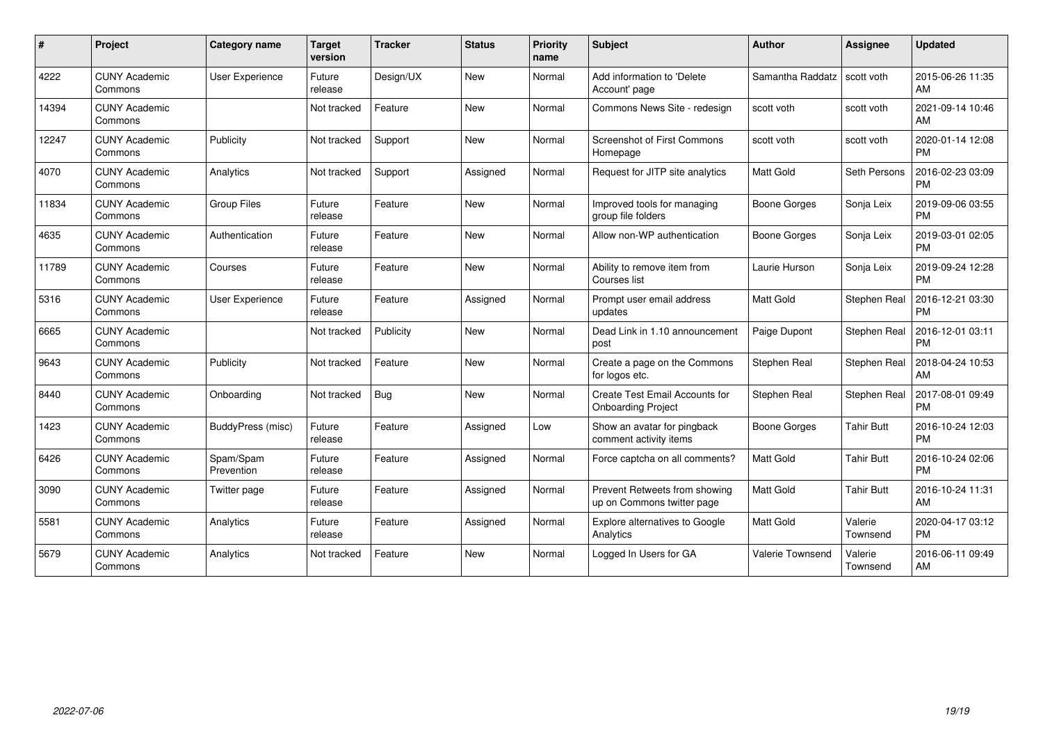| # | Project | Category name | Target version | Tracker | Status | Priority name | Subject | Author | Assignee | Updated |
|---|---|---|---|---|---|---|---|---|---|---|
| 4222 | CUNY Academic Commons | User Experience | Future release | Design/UX | New | Normal | Add information to 'Delete Account' page | Samantha Raddatz | scott voth | 2015-06-26 11:35 AM |
| 14394 | CUNY Academic Commons | | Not tracked | Feature | New | Normal | Commons News Site - redesign | scott voth | scott voth | 2021-09-14 10:46 AM |
| 12247 | CUNY Academic Commons | Publicity | Not tracked | Support | New | Normal | Screenshot of First Commons Homepage | scott voth | scott voth | 2020-01-14 12:08 PM |
| 4070 | CUNY Academic Commons | Analytics | Not tracked | Support | Assigned | Normal | Request for JITP site analytics | Matt Gold | Seth Persons | 2016-02-23 03:09 PM |
| 11834 | CUNY Academic Commons | Group Files | Future release | Feature | New | Normal | Improved tools for managing group file folders | Boone Gorges | Sonja Leix | 2019-09-06 03:55 PM |
| 4635 | CUNY Academic Commons | Authentication | Future release | Feature | New | Normal | Allow non-WP authentication | Boone Gorges | Sonja Leix | 2019-03-01 02:05 PM |
| 11789 | CUNY Academic Commons | Courses | Future release | Feature | New | Normal | Ability to remove item from Courses list | Laurie Hurson | Sonja Leix | 2019-09-24 12:28 PM |
| 5316 | CUNY Academic Commons | User Experience | Future release | Feature | Assigned | Normal | Prompt user email address updates | Matt Gold | Stephen Real | 2016-12-21 03:30 PM |
| 6665 | CUNY Academic Commons | | Not tracked | Publicity | New | Normal | Dead Link in 1.10 announcement post | Paige Dupont | Stephen Real | 2016-12-01 03:11 PM |
| 9643 | CUNY Academic Commons | Publicity | Not tracked | Feature | New | Normal | Create a page on the Commons for logos etc. | Stephen Real | Stephen Real | 2018-04-24 10:53 AM |
| 8440 | CUNY Academic Commons | Onboarding | Not tracked | Bug | New | Normal | Create Test Email Accounts for Onboarding Project | Stephen Real | Stephen Real | 2017-08-01 09:49 PM |
| 1423 | CUNY Academic Commons | BuddyPress (misc) | Future release | Feature | Assigned | Low | Show an avatar for pingback comment activity items | Boone Gorges | Tahir Butt | 2016-10-24 12:03 PM |
| 6426 | CUNY Academic Commons | Spam/Spam Prevention | Future release | Feature | Assigned | Normal | Force captcha on all comments? | Matt Gold | Tahir Butt | 2016-10-24 02:06 PM |
| 3090 | CUNY Academic Commons | Twitter page | Future release | Feature | Assigned | Normal | Prevent Retweets from showing up on Commons twitter page | Matt Gold | Tahir Butt | 2016-10-24 11:31 AM |
| 5581 | CUNY Academic Commons | Analytics | Future release | Feature | Assigned | Normal | Explore alternatives to Google Analytics | Matt Gold | Valerie Townsend | 2020-04-17 03:12 PM |
| 5679 | CUNY Academic Commons | Analytics | Not tracked | Feature | New | Normal | Logged In Users for GA | Valerie Townsend | Valerie Townsend | 2016-06-11 09:49 AM |